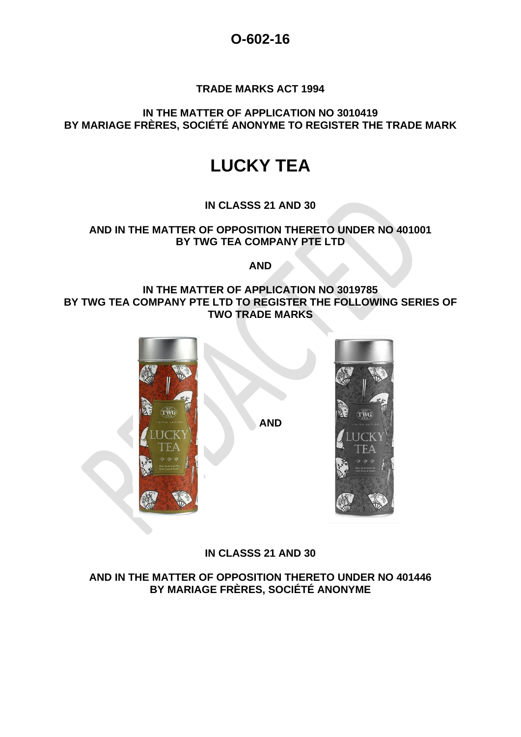# O-602-16

**TRADE MARKS ACT 1994**

**IN THE MATTER OF APPLICATION NO 3010419 BY MARIAGE FRÈRES, SOCIÉTÉ ANONYME TO REGISTER THE TRADE MARK**

# LUCKY TEA

**IN CLASSS 21 AND 30**

**AND IN THE MATTER OF OPPOSITION THERETO UNDER NO 401001 BY TWG TEA COMPANY PTE LTD**

**AND**

**IN THE MATTER OF APPLICATION NO 3019785 BY TWG TEA COMPANY PTE LTD TO REGISTER THE FOLLOWING SERIES OF TWO TRADE MARKS**

**AND**

**IN CLASSS 21 AND 30**

**AND IN THE MATTER OF OPPOSITION THERETO UNDER NO 401446 BY MARIAGE FRÈRES, SOCIÉTÉ ANONYME**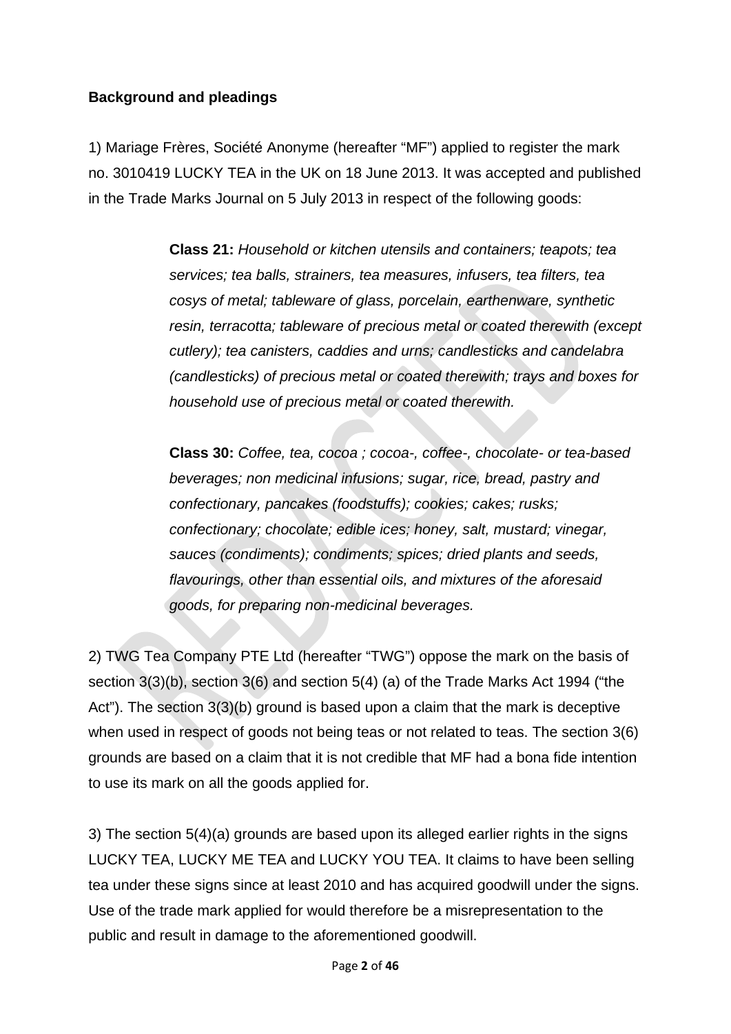**Background and pleadings**

1) Mariage Frères, Société Anonyme (hereafter “MF”) applied to register the mark no. 3010419 LUCKY TEA in the UK on 18 June 2013. It was accepted and published in the Trade Marks Journal on 5 July 2013 in respect of the following goods:

> **Class 21:** *Household or kitchen utensils and containers; teapots; tea services; tea balls, strainers, tea measures, infusers, tea filters, tea cosys of metal; tableware of glass, porcelain, earthenware, synthetic resin, terracotta; tableware of precious metal or coated therewith (except cutlery); tea canisters, caddies and urns; candlesticks and candelabra (candlesticks) of precious metal or coated therewith; trays and boxes for household use of precious metal or coated therewith.*
>
> **Class 30:** *Coffee, tea, cocoa ; cocoa-, coffee-, chocolate- or tea-based beverages; non medicinal infusions; sugar, rice, bread, pastry and confectionary, pancakes (foodstuffs); cookies; cakes; rusks; confectionary; chocolate; edible ices; honey, salt, mustard; vinegar, sauces (condiments); condiments; spices; dried plants and seeds, flavourings, other than essential oils, and mixtures of the aforesaid goods, for preparing non-medicinal beverages.*

2) TWG Tea Company PTE Ltd (hereafter “TWG”) oppose the mark on the basis of section 3(3)(b), section 3(6) and section 5(4) (a) of the Trade Marks Act 1994 (“the Act”). The section 3(3)(b) ground is based upon a claim that the mark is deceptive when used in respect of goods not being teas or not related to teas. The section 3(6) grounds are based on a claim that it is not credible that MF had a bona fide intention to use its mark on all the goods applied for.

3) The section 5(4)(a) grounds are based upon its alleged earlier rights in the signs LUCKY TEA, LUCKY ME TEA and LUCKY YOU TEA. It claims to have been selling tea under these signs since at least 2010 and has acquired goodwill under the signs. Use of the trade mark applied for would therefore be a misrepresentation to the public and result in damage to the aforementioned goodwill.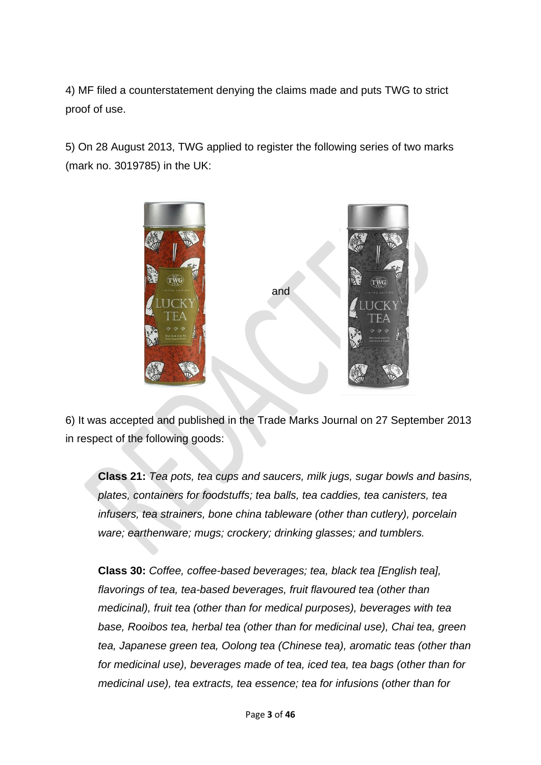4) MF filed a counterstatement denying the claims made and puts TWG to strict proof of use.

5) On 28 August 2013, TWG applied to register the following series of two marks (mark no. 3019785) in the UK:

and

6) It was accepted and published in the Trade Marks Journal on 27 September 2013 in respect of the following goods:

> **Class 21:** *Tea pots, tea cups and saucers, milk jugs, sugar bowls and basins, plates, containers for foodstuffs; tea balls, tea caddies, tea canisters, tea infusers, tea strainers, bone china tableware (other than cutlery), porcelain ware; earthenware; mugs; crockery; drinking glasses; and tumblers.*
>
> **Class 30:** *Coffee, coffee-based beverages; tea, black tea [English tea], flavorings of tea, tea-based beverages, fruit flavoured tea (other than medicinal), fruit tea (other than for medical purposes), beverages with tea base, Rooibos tea, herbal tea (other than for medicinal use), Chai tea, green tea, Japanese green tea, Oolong tea (Chinese tea), aromatic teas (other than for medicinal use), beverages made of tea, iced tea, tea bags (other than for medicinal use), tea extracts, tea essence; tea for infusions (other than for*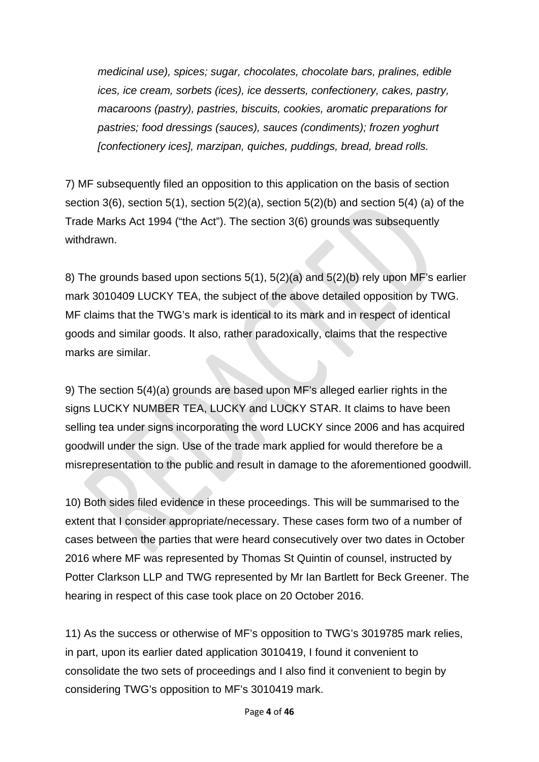*medicinal use), spices; sugar, chocolates, chocolate bars, pralines, edible ices, ice cream, sorbets (ices), ice desserts, confectionery, cakes, pastry, macaroons (pastry), pastries, biscuits, cookies, aromatic preparations for pastries; food dressings (sauces), sauces (condiments); frozen yoghurt [confectionery ices], marzipan, quiches, puddings, bread, bread rolls.*

7) MF subsequently filed an opposition to this application on the basis of section section 3(6), section 5(1), section 5(2)(a), section 5(2)(b) and section 5(4) (a) of the Trade Marks Act 1994 ("the Act"). The section 3(6) grounds was subsequently withdrawn.

8) The grounds based upon sections 5(1), 5(2)(a) and 5(2)(b) rely upon MF's earlier mark 3010409 LUCKY TEA, the subject of the above detailed opposition by TWG. MF claims that the TWG's mark is identical to its mark and in respect of identical goods and similar goods. It also, rather paradoxically, claims that the respective marks are similar.

9) The section 5(4)(a) grounds are based upon MF's alleged earlier rights in the signs LUCKY NUMBER TEA, LUCKY and LUCKY STAR. It claims to have been selling tea under signs incorporating the word LUCKY since 2006 and has acquired goodwill under the sign. Use of the trade mark applied for would therefore be a misrepresentation to the public and result in damage to the aforementioned goodwill.

10) Both sides filed evidence in these proceedings. This will be summarised to the extent that I consider appropriate/necessary. These cases form two of a number of cases between the parties that were heard consecutively over two dates in October 2016 where MF was represented by Thomas St Quintin of counsel, instructed by Potter Clarkson LLP and TWG represented by Mr Ian Bartlett for Beck Greener. The hearing in respect of this case took place on 20 October 2016.

11) As the success or otherwise of MF's opposition to TWG's 3019785 mark relies, in part, upon its earlier dated application 3010419, I found it convenient to consolidate the two sets of proceedings and I also find it convenient to begin by considering TWG's opposition to MF's 3010419 mark.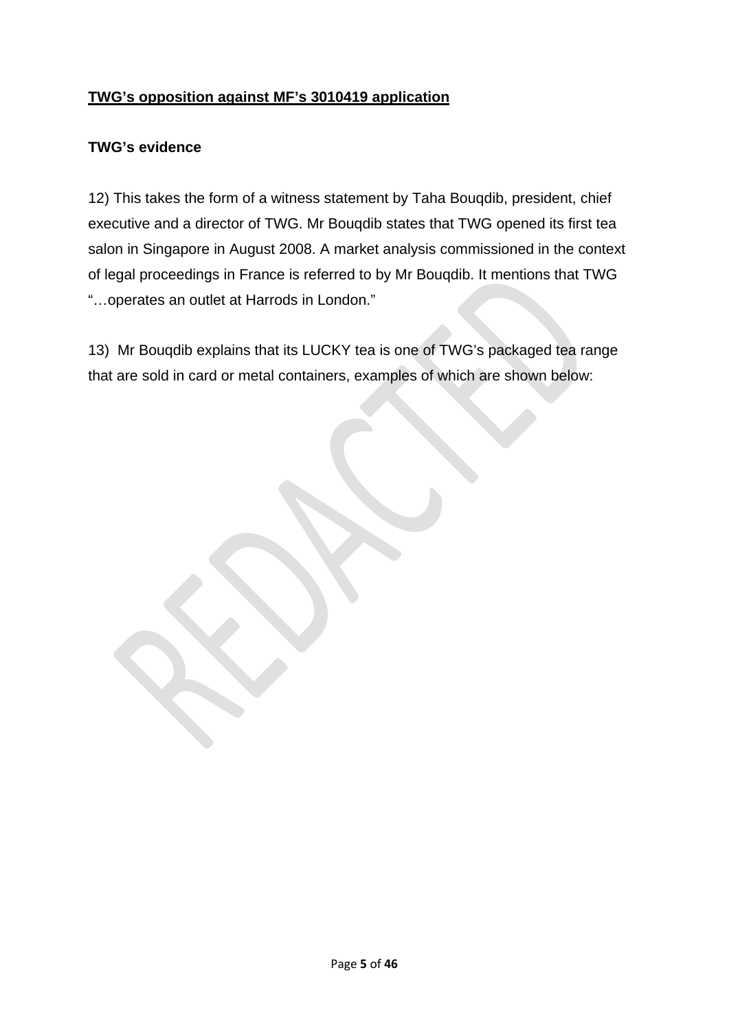**<u>TWG's opposition against MF's 3010419 application</u>**

**TWG's evidence**

12) This takes the form of a witness statement by Taha Bouqdib, president, chief executive and a director of TWG. Mr Bouqdib states that TWG opened its first tea salon in Singapore in August 2008. A market analysis commissioned in the context of legal proceedings in France is referred to by Mr Bouqdib. It mentions that TWG "…operates an outlet at Harrods in London."

13) Mr Bouqdib explains that its LUCKY tea is one of TWG's packaged tea range that are sold in card or metal containers, examples of which are shown below: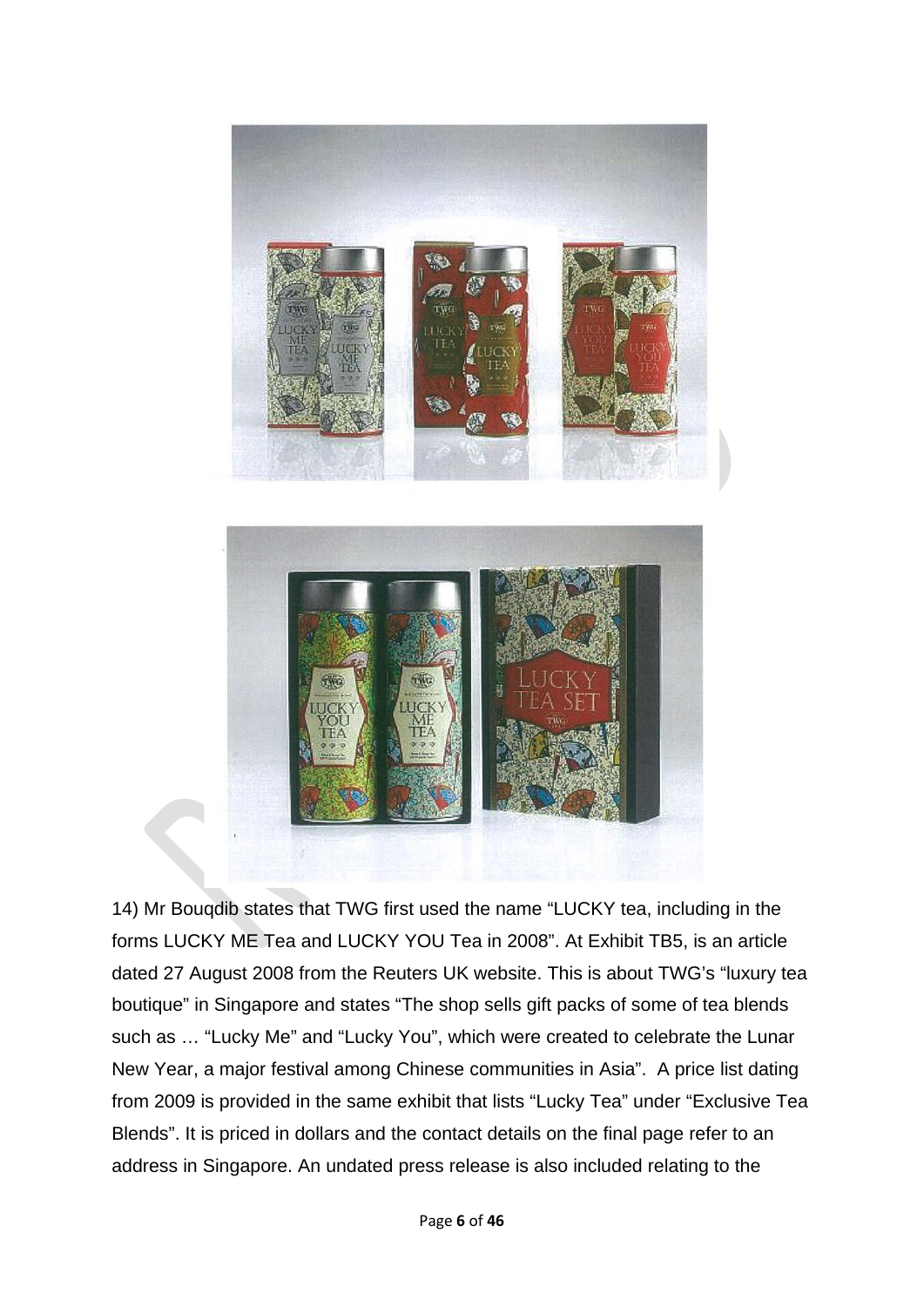14) Mr Bouqdib states that TWG first used the name "LUCKY tea, including in the forms LUCKY ME Tea and LUCKY YOU Tea in 2008". At Exhibit TB5, is an article dated 27 August 2008 from the Reuters UK website. This is about TWG's "luxury tea boutique" in Singapore and states "The shop sells gift packs of some of tea blends such as … "Lucky Me" and "Lucky You", which were created to celebrate the Lunar New Year, a major festival among Chinese communities in Asia". A price list dating from 2009 is provided in the same exhibit that lists "Lucky Tea" under "Exclusive Tea Blends". It is priced in dollars and the contact details on the final page refer to an address in Singapore. An undated press release is also included relating to the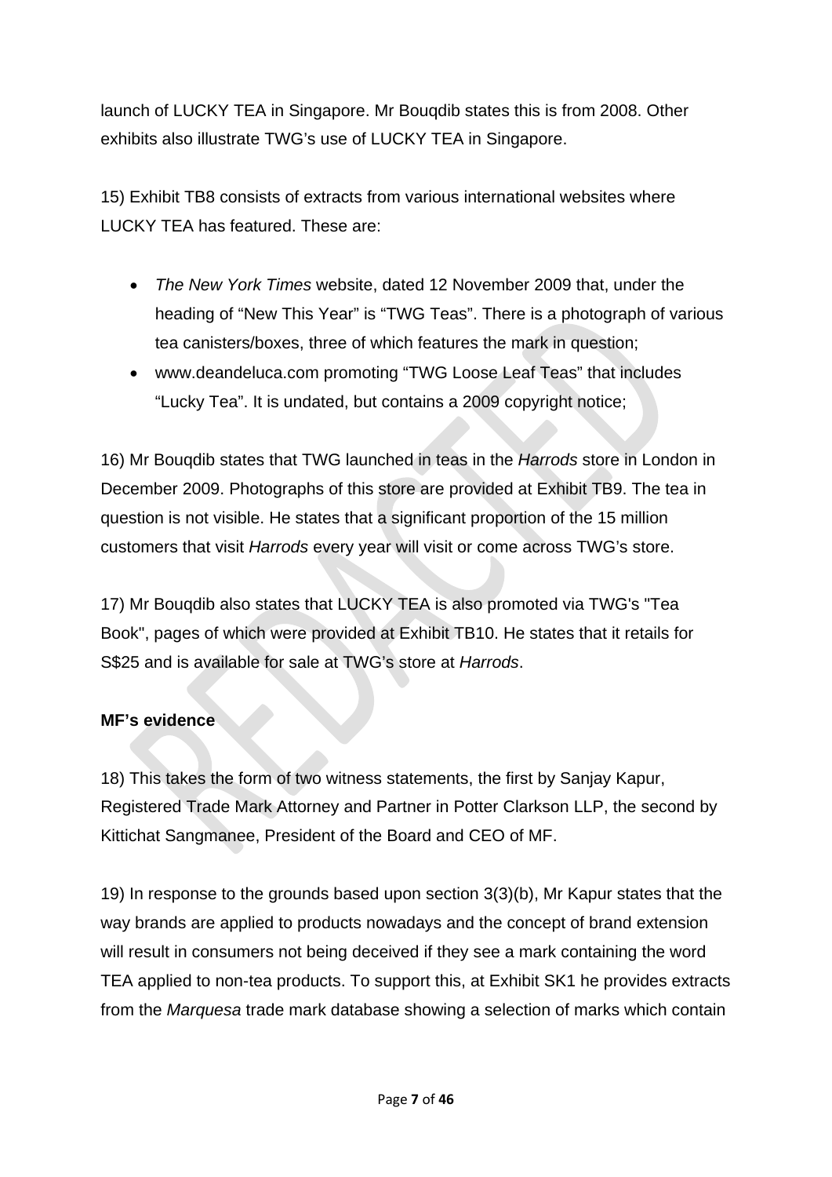launch of LUCKY TEA in Singapore. Mr Bouqdib states this is from 2008. Other exhibits also illustrate TWG's use of LUCKY TEA in Singapore.

15) Exhibit TB8 consists of extracts from various international websites where LUCKY TEA has featured. These are:

- *The New York Times* website, dated 12 November 2009 that, under the heading of "New This Year" is "TWG Teas". There is a photograph of various tea canisters/boxes, three of which features the mark in question;
- www.deandeluca.com promoting "TWG Loose Leaf Teas" that includes "Lucky Tea". It is undated, but contains a 2009 copyright notice;

16) Mr Bouqdib states that TWG launched in teas in the *Harrods* store in London in December 2009. Photographs of this store are provided at Exhibit TB9. The tea in question is not visible. He states that a significant proportion of the 15 million customers that visit *Harrods* every year will visit or come across TWG's store.

17) Mr Bouqdib also states that LUCKY TEA is also promoted via TWG's "Tea Book", pages of which were provided at Exhibit TB10. He states that it retails for S$25 and is available for sale at TWG's store at *Harrods*.

**MF's evidence**

18) This takes the form of two witness statements, the first by Sanjay Kapur, Registered Trade Mark Attorney and Partner in Potter Clarkson LLP, the second by Kittichat Sangmanee, President of the Board and CEO of MF.

19) In response to the grounds based upon section 3(3)(b), Mr Kapur states that the way brands are applied to products nowadays and the concept of brand extension will result in consumers not being deceived if they see a mark containing the word TEA applied to non-tea products. To support this, at Exhibit SK1 he provides extracts from the *Marquesa* trade mark database showing a selection of marks which contain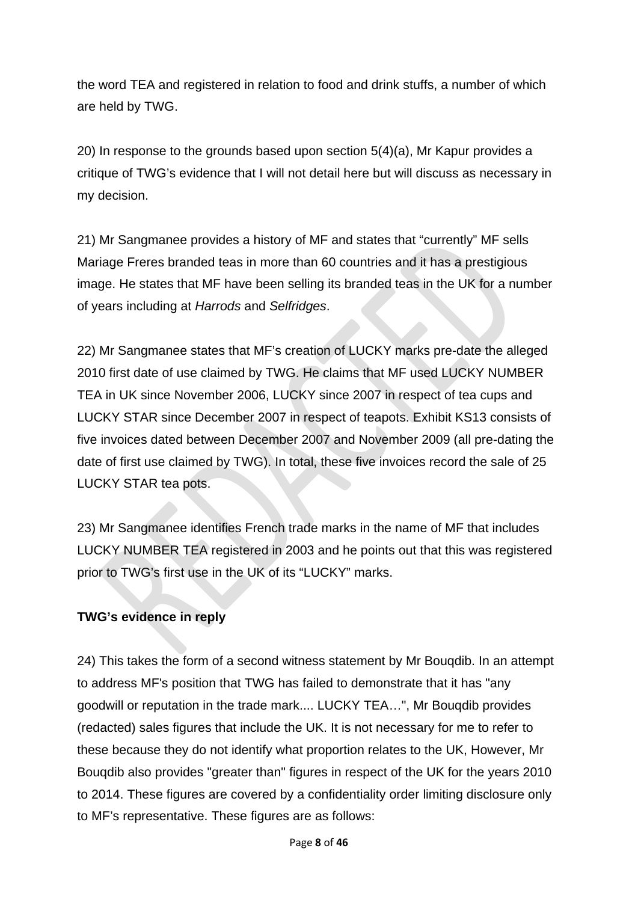the word TEA and registered in relation to food and drink stuffs, a number of which are held by TWG.

20) In response to the grounds based upon section 5(4)(a), Mr Kapur provides a critique of TWG's evidence that I will not detail here but will discuss as necessary in my decision.

21) Mr Sangmanee provides a history of MF and states that "currently" MF sells Mariage Freres branded teas in more than 60 countries and it has a prestigious image. He states that MF have been selling its branded teas in the UK for a number of years including at *Harrods* and *Selfridges*.

22) Mr Sangmanee states that MF's creation of LUCKY marks pre-date the alleged 2010 first date of use claimed by TWG. He claims that MF used LUCKY NUMBER TEA in UK since November 2006, LUCKY since 2007 in respect of tea cups and LUCKY STAR since December 2007 in respect of teapots. Exhibit KS13 consists of five invoices dated between December 2007 and November 2009 (all pre-dating the date of first use claimed by TWG). In total, these five invoices record the sale of 25 LUCKY STAR tea pots.

23) Mr Sangmanee identifies French trade marks in the name of MF that includes LUCKY NUMBER TEA registered in 2003 and he points out that this was registered prior to TWG's first use in the UK of its "LUCKY" marks.

**TWG's evidence in reply**

24) This takes the form of a second witness statement by Mr Bouqdib. In an attempt to address MF's position that TWG has failed to demonstrate that it has "any goodwill or reputation in the trade mark.... LUCKY TEA…", Mr Bouqdib provides (redacted) sales figures that include the UK. It is not necessary for me to refer to these because they do not identify what proportion relates to the UK, However, Mr Bouqdib also provides "greater than" figures in respect of the UK for the years 2010 to 2014. These figures are covered by a confidentiality order limiting disclosure only to MF's representative. These figures are as follows: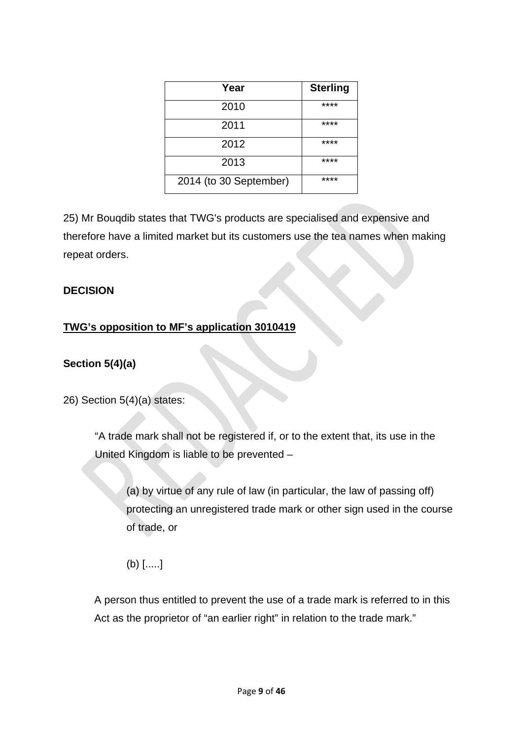| Year | Sterling |
| --- | --- |
| 2010 | **** |
| 2011 | **** |
| 2012 | **** |
| 2013 | **** |
| 2014 (to 30 September) | **** |

25) Mr Bouqdib states that TWG's products are specialised and expensive and therefore have a limited market but its customers use the tea names when making repeat orders.

**DECISION**

**TWG's opposition to MF's application 3010419**

**Section 5(4)(a)**

26) Section 5(4)(a) states:

> "A trade mark shall not be registered if, or to the extent that, its use in the United Kingdom is liable to be prevented –
>
> > (a) by virtue of any rule of law (in particular, the law of passing off) protecting an unregistered trade mark or other sign used in the course of trade, or
> >
> > (b) [.....]
>
> A person thus entitled to prevent the use of a trade mark is referred to in this Act as the proprietor of "an earlier right" in relation to the trade mark."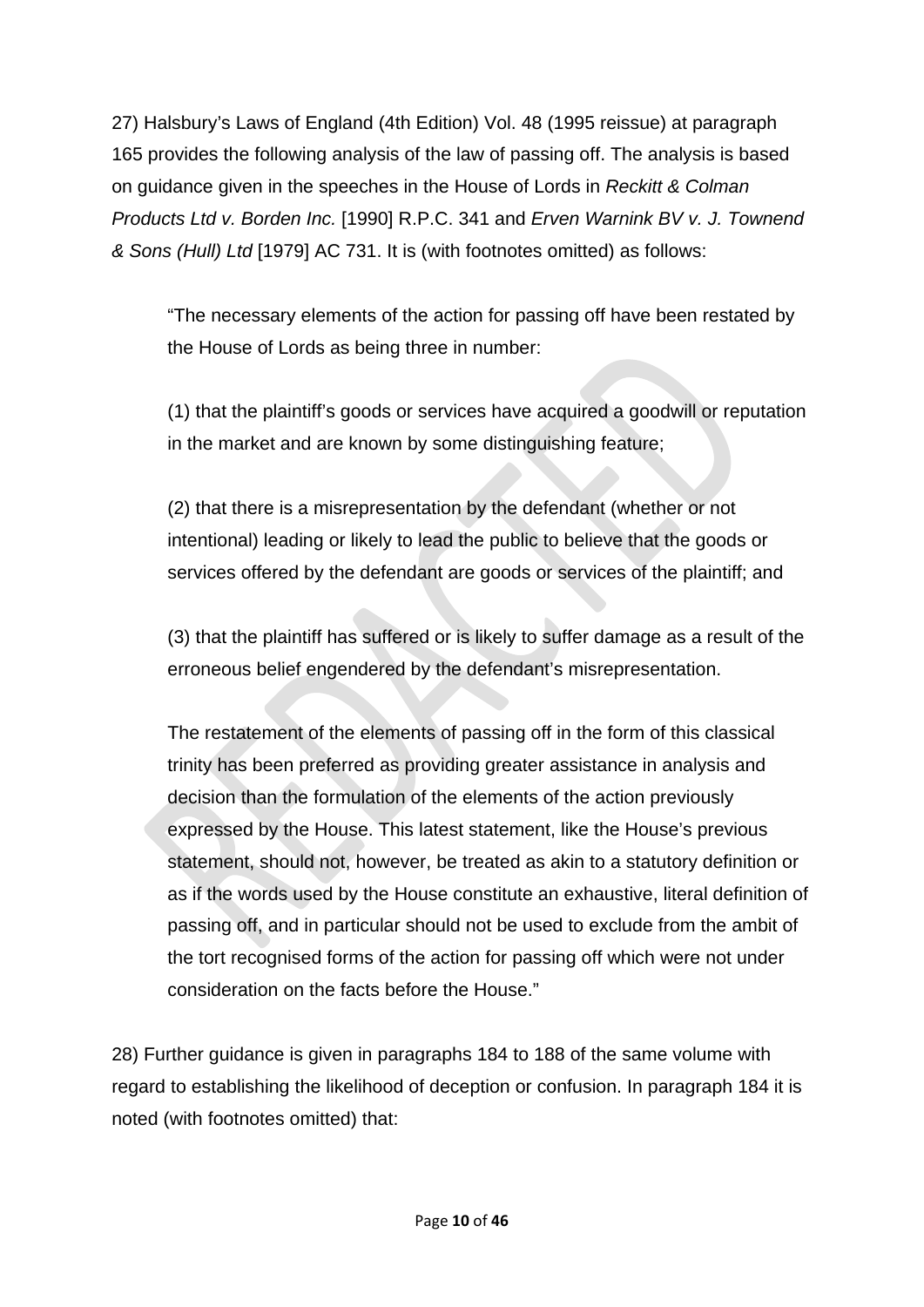27) Halsbury's Laws of England (4th Edition) Vol. 48 (1995 reissue) at paragraph 165 provides the following analysis of the law of passing off. The analysis is based on guidance given in the speeches in the House of Lords in *Reckitt & Colman Products Ltd v. Borden Inc.* [1990] R.P.C. 341 and *Erven Warnink BV v. J. Townend & Sons (Hull) Ltd* [1979] AC 731. It is (with footnotes omitted) as follows:

> "The necessary elements of the action for passing off have been restated by the House of Lords as being three in number:
>
> (1) that the plaintiff's goods or services have acquired a goodwill or reputation in the market and are known by some distinguishing feature;
>
> (2) that there is a misrepresentation by the defendant (whether or not intentional) leading or likely to lead the public to believe that the goods or services offered by the defendant are goods or services of the plaintiff; and
>
> (3) that the plaintiff has suffered or is likely to suffer damage as a result of the erroneous belief engendered by the defendant's misrepresentation.
>
> The restatement of the elements of passing off in the form of this classical trinity has been preferred as providing greater assistance in analysis and decision than the formulation of the elements of the action previously expressed by the House. This latest statement, like the House's previous statement, should not, however, be treated as akin to a statutory definition or as if the words used by the House constitute an exhaustive, literal definition of passing off, and in particular should not be used to exclude from the ambit of the tort recognised forms of the action for passing off which were not under consideration on the facts before the House."

28) Further guidance is given in paragraphs 184 to 188 of the same volume with regard to establishing the likelihood of deception or confusion. In paragraph 184 it is noted (with footnotes omitted) that: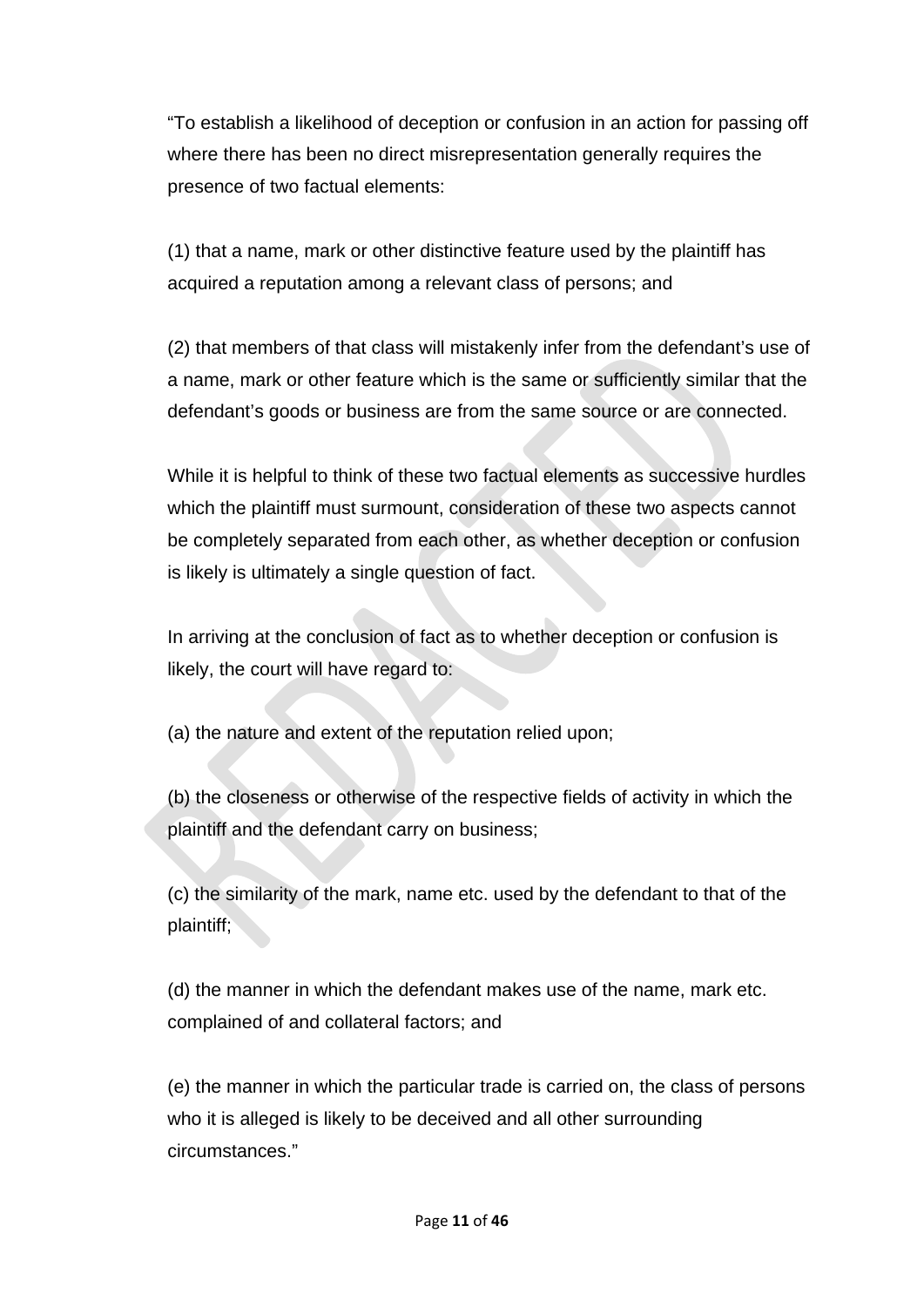"To establish a likelihood of deception or confusion in an action for passing off where there has been no direct misrepresentation generally requires the presence of two factual elements:

(1) that a name, mark or other distinctive feature used by the plaintiff has acquired a reputation among a relevant class of persons; and

(2) that members of that class will mistakenly infer from the defendant's use of a name, mark or other feature which is the same or sufficiently similar that the defendant's goods or business are from the same source or are connected.

While it is helpful to think of these two factual elements as successive hurdles which the plaintiff must surmount, consideration of these two aspects cannot be completely separated from each other, as whether deception or confusion is likely is ultimately a single question of fact.

In arriving at the conclusion of fact as to whether deception or confusion is likely, the court will have regard to:

(a) the nature and extent of the reputation relied upon;

(b) the closeness or otherwise of the respective fields of activity in which the plaintiff and the defendant carry on business;

(c) the similarity of the mark, name etc. used by the defendant to that of the plaintiff;

(d) the manner in which the defendant makes use of the name, mark etc. complained of and collateral factors; and

(e) the manner in which the particular trade is carried on, the class of persons who it is alleged is likely to be deceived and all other surrounding circumstances."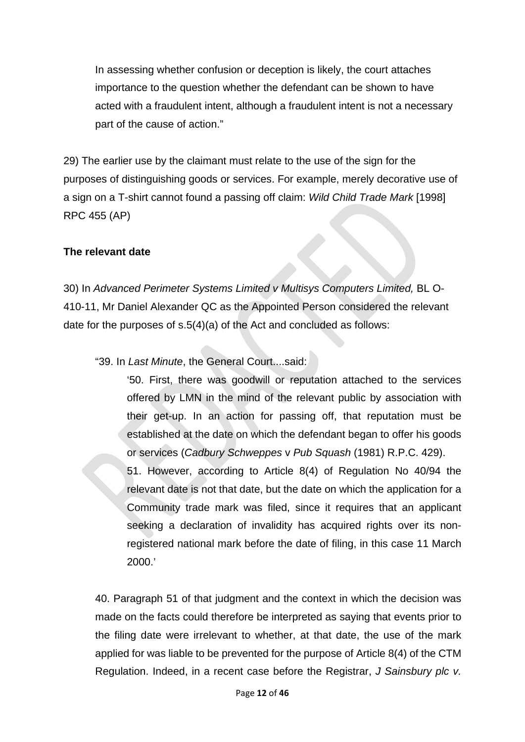In assessing whether confusion or deception is likely, the court attaches importance to the question whether the defendant can be shown to have acted with a fraudulent intent, although a fraudulent intent is not a necessary part of the cause of action."

29) The earlier use by the claimant must relate to the use of the sign for the purposes of distinguishing goods or services. For example, merely decorative use of a sign on a T-shirt cannot found a passing off claim: *Wild Child Trade Mark* [1998] RPC 455 (AP)

**The relevant date**

30) In *Advanced Perimeter Systems Limited v Multisys Computers Limited,* BL O-410-11, Mr Daniel Alexander QC as the Appointed Person considered the relevant date for the purposes of s.5(4)(a) of the Act and concluded as follows:

> "39. In *Last Minute*, the General Court....said:
>
> > '50. First, there was goodwill or reputation attached to the services offered by LMN in the mind of the relevant public by association with their get-up. In an action for passing off, that reputation must be established at the date on which the defendant began to offer his goods or services (*Cadbury Schweppes* v *Pub Squash* (1981) R.P.C. 429).
> >
> > 51. However, according to Article 8(4) of Regulation No 40/94 the relevant date is not that date, but the date on which the application for a Community trade mark was filed, since it requires that an applicant seeking a declaration of invalidity has acquired rights over its non-registered national mark before the date of filing, in this case 11 March 2000.'
>
> 40. Paragraph 51 of that judgment and the context in which the decision was made on the facts could therefore be interpreted as saying that events prior to the filing date were irrelevant to whether, at that date, the use of the mark applied for was liable to be prevented for the purpose of Article 8(4) of the CTM Regulation. Indeed, in a recent case before the Registrar, *J Sainsbury plc v.*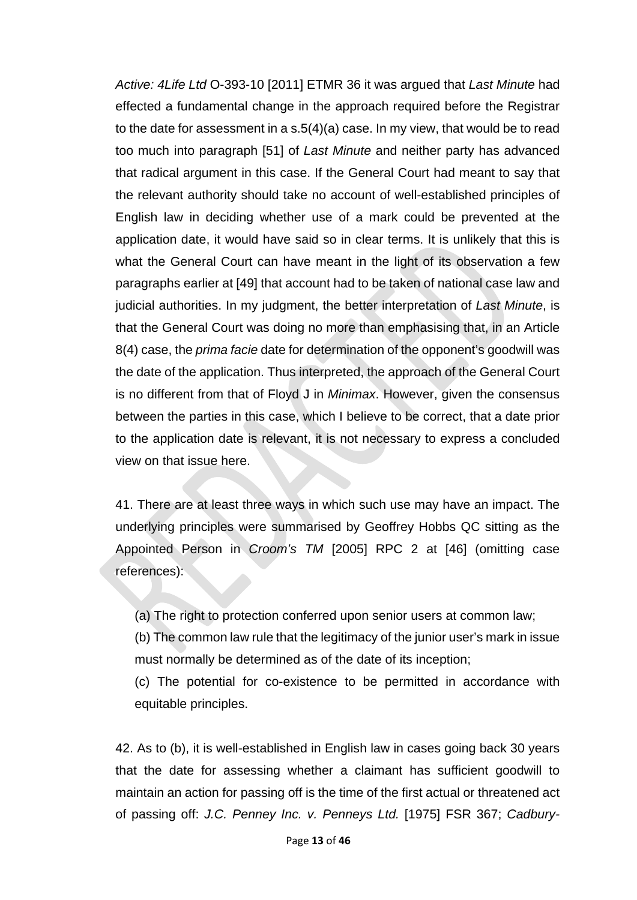*Active: 4Life Ltd* O-393-10 [2011] ETMR 36 it was argued that *Last Minute* had effected a fundamental change in the approach required before the Registrar to the date for assessment in a s.5(4)(a) case. In my view, that would be to read too much into paragraph [51] of *Last Minute* and neither party has advanced that radical argument in this case. If the General Court had meant to say that the relevant authority should take no account of well-established principles of English law in deciding whether use of a mark could be prevented at the application date, it would have said so in clear terms. It is unlikely that this is what the General Court can have meant in the light of its observation a few paragraphs earlier at [49] that account had to be taken of national case law and judicial authorities. In my judgment, the better interpretation of *Last Minute*, is that the General Court was doing no more than emphasising that, in an Article 8(4) case, the *prima facie* date for determination of the opponent's goodwill was the date of the application. Thus interpreted, the approach of the General Court is no different from that of Floyd J in *Minimax*. However, given the consensus between the parties in this case, which I believe to be correct, that a date prior to the application date is relevant, it is not necessary to express a concluded view on that issue here.

41. There are at least three ways in which such use may have an impact. The underlying principles were summarised by Geoffrey Hobbs QC sitting as the Appointed Person in *Croom's TM* [2005] RPC 2 at [46] (omitting case references):

(a) The right to protection conferred upon senior users at common law;

(b) The common law rule that the legitimacy of the junior user's mark in issue must normally be determined as of the date of its inception;

(c) The potential for co-existence to be permitted in accordance with equitable principles.

42. As to (b), it is well-established in English law in cases going back 30 years that the date for assessing whether a claimant has sufficient goodwill to maintain an action for passing off is the time of the first actual or threatened act of passing off: *J.C. Penney Inc. v. Penneys Ltd.* [1975] FSR 367; *Cadbury-*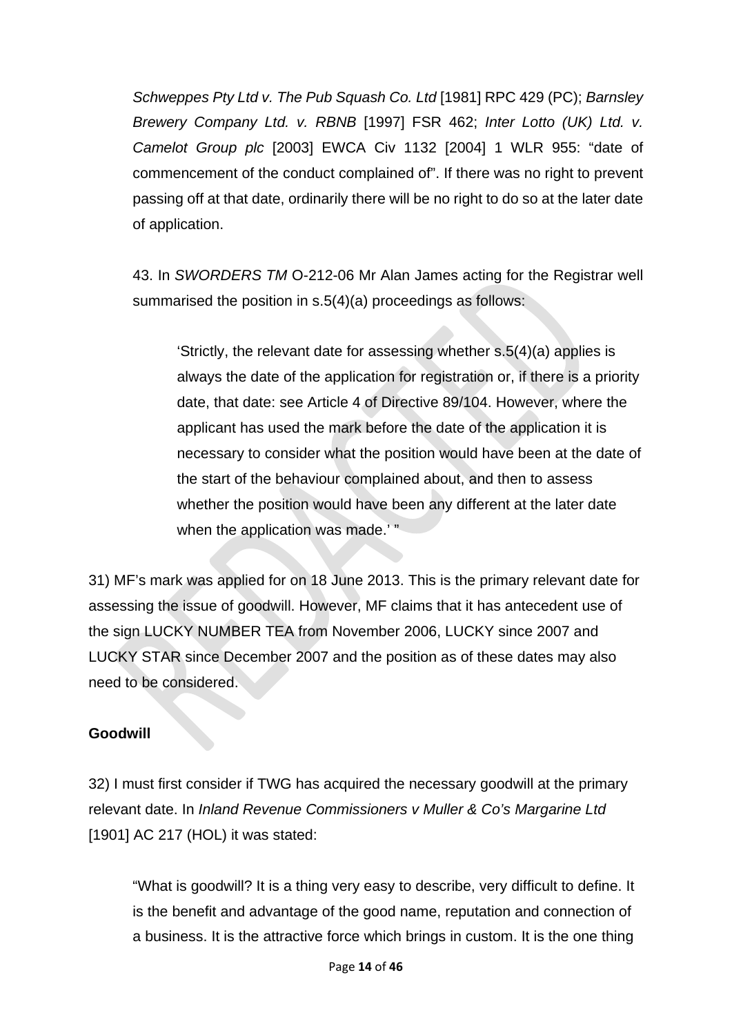*Schweppes Pty Ltd v. The Pub Squash Co. Ltd* [1981] RPC 429 (PC); *Barnsley Brewery Company Ltd. v. RBNB* [1997] FSR 462; *Inter Lotto (UK) Ltd. v. Camelot Group plc* [2003] EWCA Civ 1132 [2004] 1 WLR 955: "date of commencement of the conduct complained of". If there was no right to prevent passing off at that date, ordinarily there will be no right to do so at the later date of application.

43. In *SWORDERS TM* O-212-06 Mr Alan James acting for the Registrar well summarised the position in s.5(4)(a) proceedings as follows:

> 'Strictly, the relevant date for assessing whether s.5(4)(a) applies is always the date of the application for registration or, if there is a priority date, that date: see Article 4 of Directive 89/104. However, where the applicant has used the mark before the date of the application it is necessary to consider what the position would have been at the date of the start of the behaviour complained about, and then to assess whether the position would have been any different at the later date when the application was made.' "

31) MF's mark was applied for on 18 June 2013. This is the primary relevant date for assessing the issue of goodwill. However, MF claims that it has antecedent use of the sign LUCKY NUMBER TEA from November 2006, LUCKY since 2007 and LUCKY STAR since December 2007 and the position as of these dates may also need to be considered.

**Goodwill**

32) I must first consider if TWG has acquired the necessary goodwill at the primary relevant date. In *Inland Revenue Commissioners v Muller & Co's Margarine Ltd* [1901] AC 217 (HOL) it was stated:

> "What is goodwill? It is a thing very easy to describe, very difficult to define. It is the benefit and advantage of the good name, reputation and connection of a business. It is the attractive force which brings in custom. It is the one thing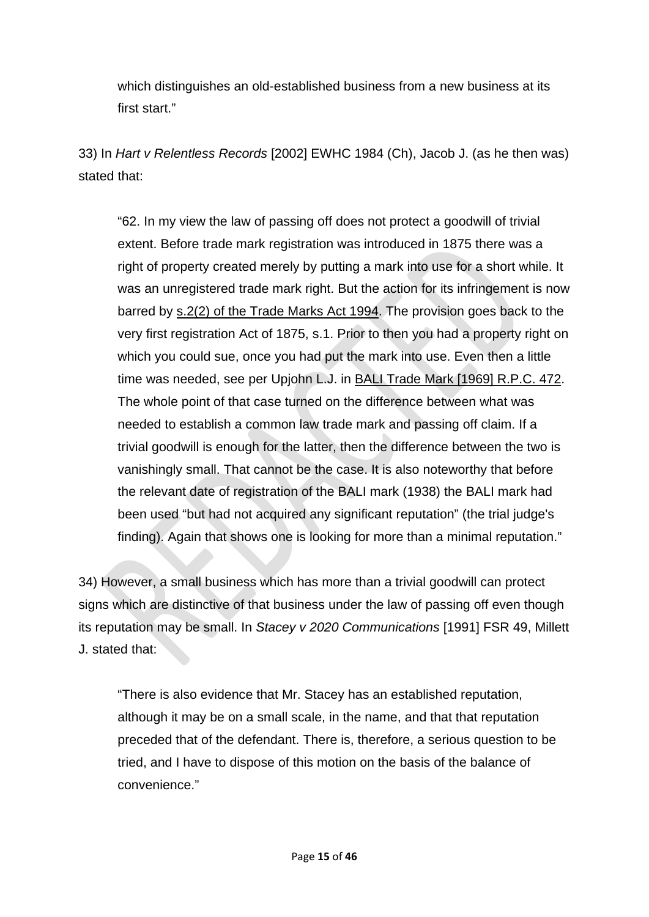> which distinguishes an old-established business from a new business at its first start."

33) In *Hart v Relentless Records* [2002] EWHC 1984 (Ch), Jacob J. (as he then was) stated that:

> "62. In my view the law of passing off does not protect a goodwill of trivial extent. Before trade mark registration was introduced in 1875 there was a right of property created merely by putting a mark into use for a short while. It was an unregistered trade mark right. But the action for its infringement is now barred by s.2(2) of the Trade Marks Act 1994. The provision goes back to the very first registration Act of 1875, s.1. Prior to then you had a property right on which you could sue, once you had put the mark into use. Even then a little time was needed, see per Upjohn L.J. in BALI Trade Mark [1969] R.P.C. 472. The whole point of that case turned on the difference between what was needed to establish a common law trade mark and passing off claim. If a trivial goodwill is enough for the latter, then the difference between the two is vanishingly small. That cannot be the case. It is also noteworthy that before the relevant date of registration of the BALI mark (1938) the BALI mark had been used "but had not acquired any significant reputation" (the trial judge's finding). Again that shows one is looking for more than a minimal reputation."

34) However, a small business which has more than a trivial goodwill can protect signs which are distinctive of that business under the law of passing off even though its reputation may be small. In *Stacey v 2020 Communications* [1991] FSR 49, Millett J. stated that:

> "There is also evidence that Mr. Stacey has an established reputation, although it may be on a small scale, in the name, and that that reputation preceded that of the defendant. There is, therefore, a serious question to be tried, and I have to dispose of this motion on the basis of the balance of convenience."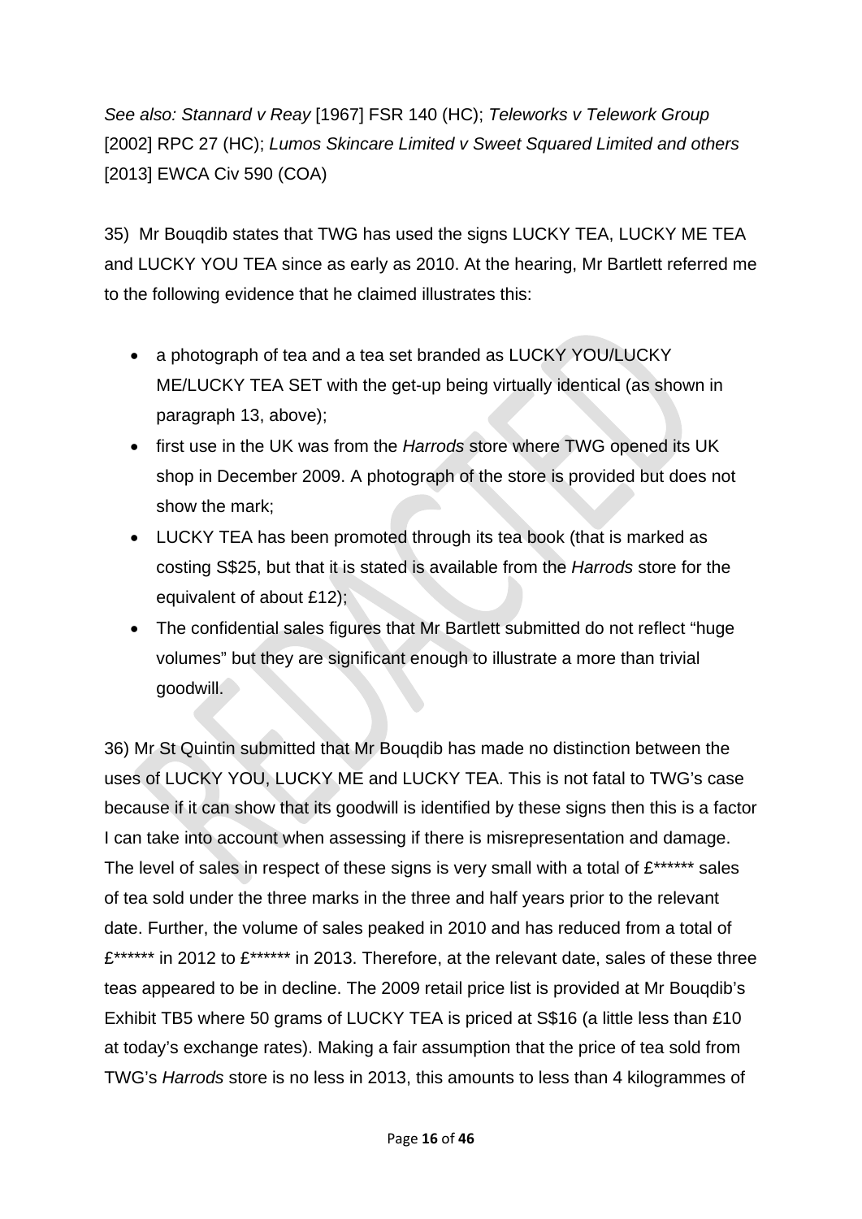*See also: Stannard v Reay* [1967] FSR 140 (HC); *Teleworks v Telework Group* [2002] RPC 27 (HC); *Lumos Skincare Limited v Sweet Squared Limited and others* [2013] EWCA Civ 590 (COA)

35) Mr Bouqdib states that TWG has used the signs LUCKY TEA, LUCKY ME TEA and LUCKY YOU TEA since as early as 2010. At the hearing, Mr Bartlett referred me to the following evidence that he claimed illustrates this:

- a photograph of tea and a tea set branded as LUCKY YOU/LUCKY ME/LUCKY TEA SET with the get-up being virtually identical (as shown in paragraph 13, above);
- first use in the UK was from the *Harrods* store where TWG opened its UK shop in December 2009. A photograph of the store is provided but does not show the mark;
- LUCKY TEA has been promoted through its tea book (that is marked as costing S$25, but that it is stated is available from the *Harrods* store for the equivalent of about £12);
- The confidential sales figures that Mr Bartlett submitted do not reflect "huge volumes" but they are significant enough to illustrate a more than trivial goodwill.

36) Mr St Quintin submitted that Mr Bouqdib has made no distinction between the uses of LUCKY YOU, LUCKY ME and LUCKY TEA. This is not fatal to TWG's case because if it can show that its goodwill is identified by these signs then this is a factor I can take into account when assessing if there is misrepresentation and damage. The level of sales in respect of these signs is very small with a total of £****** sales of tea sold under the three marks in the three and half years prior to the relevant date. Further, the volume of sales peaked in 2010 and has reduced from a total of £****** in 2012 to £****** in 2013. Therefore, at the relevant date, sales of these three teas appeared to be in decline. The 2009 retail price list is provided at Mr Bouqdib's Exhibit TB5 where 50 grams of LUCKY TEA is priced at S$16 (a little less than £10 at today's exchange rates). Making a fair assumption that the price of tea sold from TWG's *Harrods* store is no less in 2013, this amounts to less than 4 kilogrammes of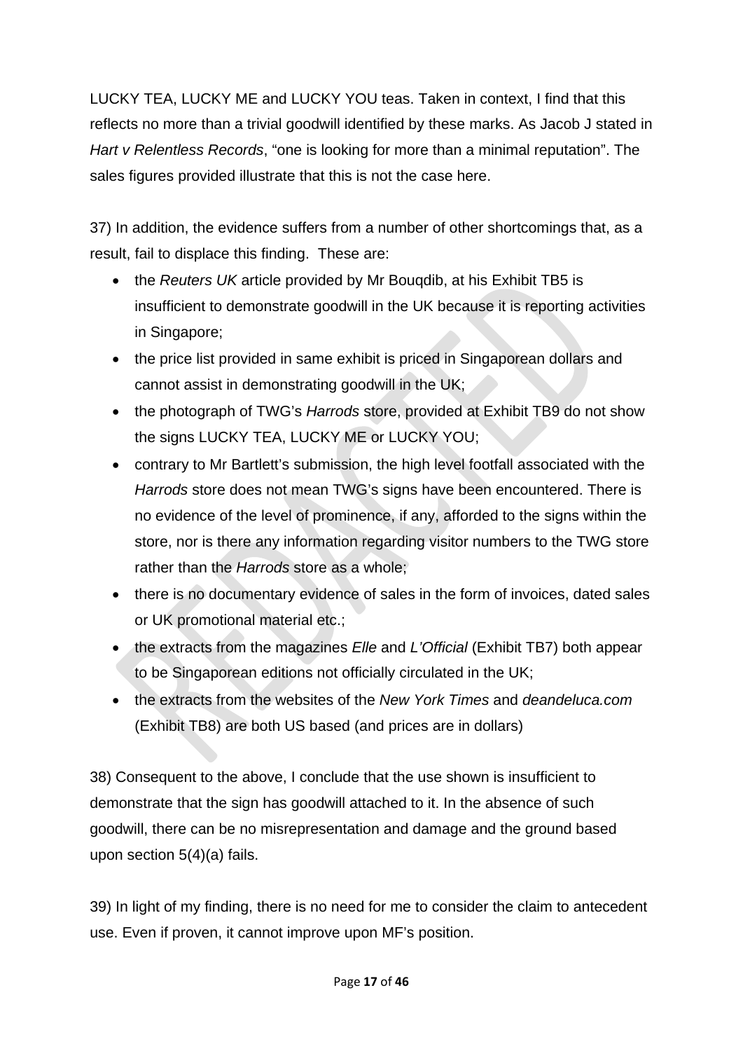LUCKY TEA, LUCKY ME and LUCKY YOU teas. Taken in context, I find that this reflects no more than a trivial goodwill identified by these marks. As Jacob J stated in *Hart v Relentless Records*, "one is looking for more than a minimal reputation". The sales figures provided illustrate that this is not the case here.

37) In addition, the evidence suffers from a number of other shortcomings that, as a result, fail to displace this finding. These are:

- the *Reuters UK* article provided by Mr Bouqdib, at his Exhibit TB5 is insufficient to demonstrate goodwill in the UK because it is reporting activities in Singapore;
- the price list provided in same exhibit is priced in Singaporean dollars and cannot assist in demonstrating goodwill in the UK;
- the photograph of TWG's *Harrods* store, provided at Exhibit TB9 do not show the signs LUCKY TEA, LUCKY ME or LUCKY YOU;
- contrary to Mr Bartlett's submission, the high level footfall associated with the *Harrods* store does not mean TWG's signs have been encountered. There is no evidence of the level of prominence, if any, afforded to the signs within the store, nor is there any information regarding visitor numbers to the TWG store rather than the *Harrods* store as a whole;
- there is no documentary evidence of sales in the form of invoices, dated sales or UK promotional material etc.;
- the extracts from the magazines *Elle* and *L'Official* (Exhibit TB7) both appear to be Singaporean editions not officially circulated in the UK;
- the extracts from the websites of the *New York Times* and *deandeluca.com* (Exhibit TB8) are both US based (and prices are in dollars)

38) Consequent to the above, I conclude that the use shown is insufficient to demonstrate that the sign has goodwill attached to it. In the absence of such goodwill, there can be no misrepresentation and damage and the ground based upon section 5(4)(a) fails.

39) In light of my finding, there is no need for me to consider the claim to antecedent use. Even if proven, it cannot improve upon MF's position.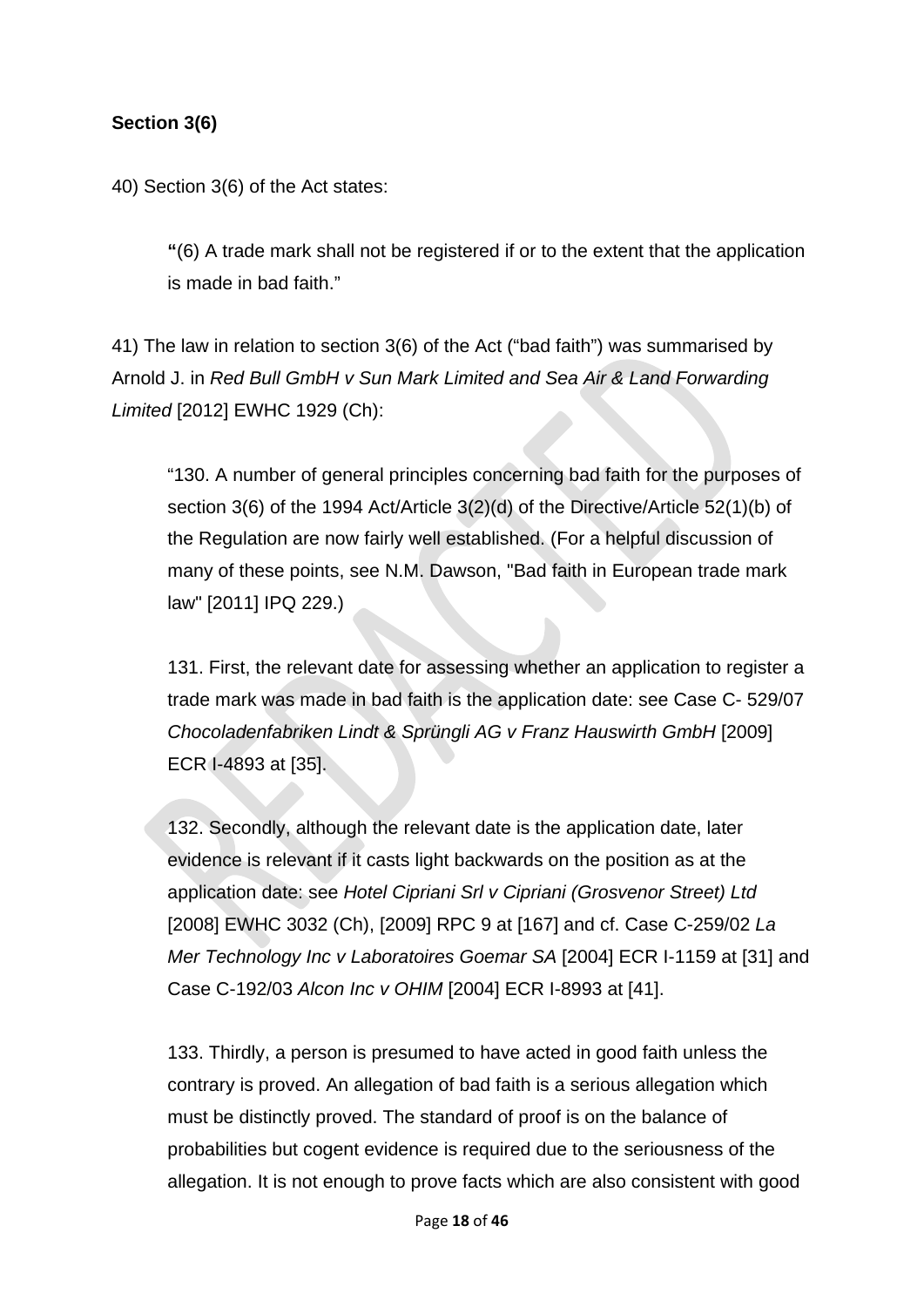**Section 3(6)**

40) Section 3(6) of the Act states:

> "(6) A trade mark shall not be registered if or to the extent that the application is made in bad faith."

41) The law in relation to section 3(6) of the Act ("bad faith") was summarised by Arnold J. in *Red Bull GmbH v Sun Mark Limited and Sea Air & Land Forwarding Limited* [2012] EWHC 1929 (Ch):

> "130. A number of general principles concerning bad faith for the purposes of section 3(6) of the 1994 Act/Article 3(2)(d) of the Directive/Article 52(1)(b) of the Regulation are now fairly well established. (For a helpful discussion of many of these points, see N.M. Dawson, "Bad faith in European trade mark law" [2011] IPQ 229.)
>
> 131. First, the relevant date for assessing whether an application to register a trade mark was made in bad faith is the application date: see Case C- 529/07 *Chocoladenfabriken Lindt & Sprüngli AG v Franz Hauswirth GmbH* [2009] ECR I-4893 at [35].
>
> 132. Secondly, although the relevant date is the application date, later evidence is relevant if it casts light backwards on the position as at the application date: see *Hotel Cipriani Srl v Cipriani (Grosvenor Street) Ltd* [2008] EWHC 3032 (Ch), [2009] RPC 9 at [167] and cf. Case C-259/02 *La Mer Technology Inc v Laboratoires Goemar SA* [2004] ECR I-1159 at [31] and Case C-192/03 *Alcon Inc v OHIM* [2004] ECR I-8993 at [41].
>
> 133. Thirdly, a person is presumed to have acted in good faith unless the contrary is proved. An allegation of bad faith is a serious allegation which must be distinctly proved. The standard of proof is on the balance of probabilities but cogent evidence is required due to the seriousness of the allegation. It is not enough to prove facts which are also consistent with good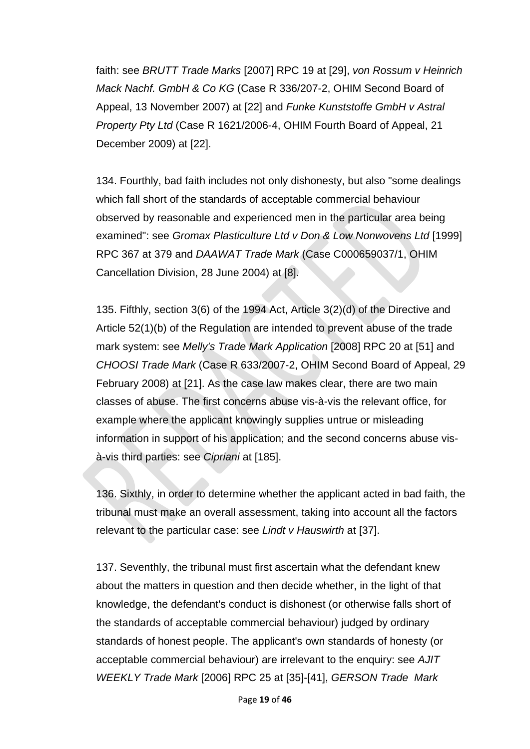faith: see *BRUTT Trade Marks* [2007] RPC 19 at [29], *von Rossum v Heinrich Mack Nachf. GmbH & Co KG* (Case R 336/207-2, OHIM Second Board of Appeal, 13 November 2007) at [22] and *Funke Kunststoffe GmbH v Astral Property Pty Ltd* (Case R 1621/2006-4, OHIM Fourth Board of Appeal, 21 December 2009) at [22].

134. Fourthly, bad faith includes not only dishonesty, but also "some dealings which fall short of the standards of acceptable commercial behaviour observed by reasonable and experienced men in the particular area being examined": see *Gromax Plasticulture Ltd v Don & Low Nonwovens Ltd* [1999] RPC 367 at 379 and *DAAWAT Trade Mark* (Case C000659037/1, OHIM Cancellation Division, 28 June 2004) at [8].

135. Fifthly, section 3(6) of the 1994 Act, Article 3(2)(d) of the Directive and Article 52(1)(b) of the Regulation are intended to prevent abuse of the trade mark system: see *Melly's Trade Mark Application* [2008] RPC 20 at [51] and *CHOOSI Trade Mark* (Case R 633/2007-2, OHIM Second Board of Appeal, 29 February 2008) at [21]. As the case law makes clear, there are two main classes of abuse. The first concerns abuse vis-à-vis the relevant office, for example where the applicant knowingly supplies untrue or misleading information in support of his application; and the second concerns abuse vis-à-vis third parties: see *Cipriani* at [185].

136. Sixthly, in order to determine whether the applicant acted in bad faith, the tribunal must make an overall assessment, taking into account all the factors relevant to the particular case: see *Lindt v Hauswirth* at [37].

137. Seventhly, the tribunal must first ascertain what the defendant knew about the matters in question and then decide whether, in the light of that knowledge, the defendant's conduct is dishonest (or otherwise falls short of the standards of acceptable commercial behaviour) judged by ordinary standards of honest people. The applicant's own standards of honesty (or acceptable commercial behaviour) are irrelevant to the enquiry: see *AJIT WEEKLY Trade Mark* [2006] RPC 25 at [35]-[41], *GERSON Trade Mark*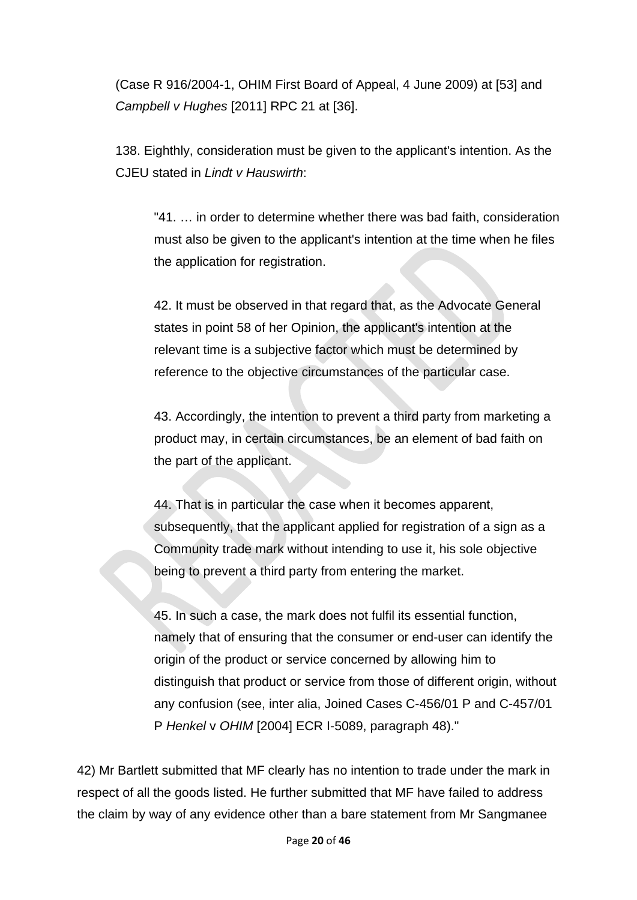(Case R 916/2004-1, OHIM First Board of Appeal, 4 June 2009) at [53] and *Campbell v Hughes* [2011] RPC 21 at [36].

138. Eighthly, consideration must be given to the applicant's intention. As the CJEU stated in *Lindt v Hauswirth*:

> "41. … in order to determine whether there was bad faith, consideration must also be given to the applicant's intention at the time when he files the application for registration.
>
> 42. It must be observed in that regard that, as the Advocate General states in point 58 of her Opinion, the applicant's intention at the relevant time is a subjective factor which must be determined by reference to the objective circumstances of the particular case.
>
> 43. Accordingly, the intention to prevent a third party from marketing a product may, in certain circumstances, be an element of bad faith on the part of the applicant.
>
> 44. That is in particular the case when it becomes apparent, subsequently, that the applicant applied for registration of a sign as a Community trade mark without intending to use it, his sole objective being to prevent a third party from entering the market.
>
> 45. In such a case, the mark does not fulfil its essential function, namely that of ensuring that the consumer or end-user can identify the origin of the product or service concerned by allowing him to distinguish that product or service from those of different origin, without any confusion (see, inter alia, Joined Cases C-456/01 P and C-457/01 P *Henkel* v *OHIM* [2004] ECR I-5089, paragraph 48)."

42) Mr Bartlett submitted that MF clearly has no intention to trade under the mark in respect of all the goods listed. He further submitted that MF have failed to address the claim by way of any evidence other than a bare statement from Mr Sangmanee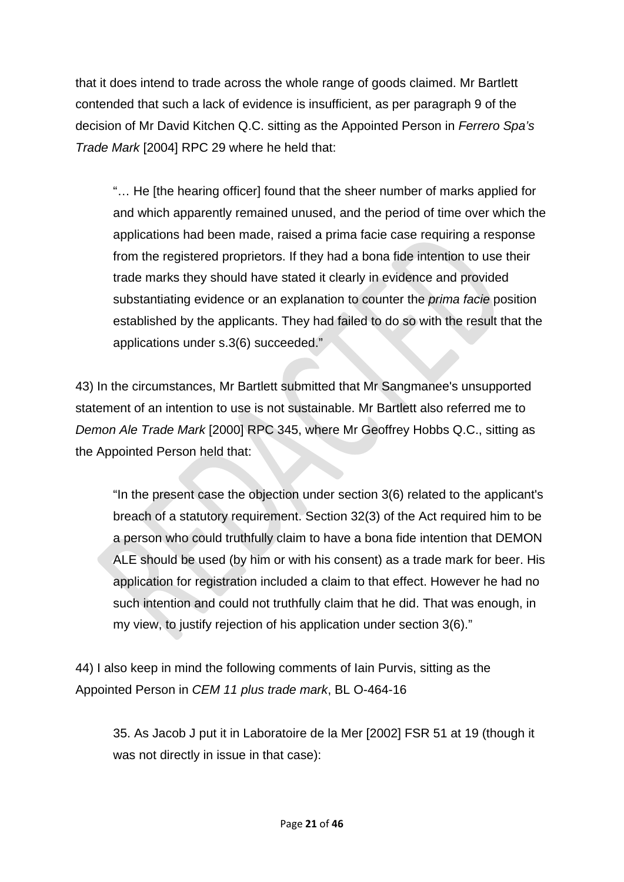that it does intend to trade across the whole range of goods claimed. Mr Bartlett contended that such a lack of evidence is insufficient, as per paragraph 9 of the decision of Mr David Kitchen Q.C. sitting as the Appointed Person in *Ferrero Spa's Trade Mark* [2004] RPC 29 where he held that:

> "… He [the hearing officer] found that the sheer number of marks applied for and which apparently remained unused, and the period of time over which the applications had been made, raised a prima facie case requiring a response from the registered proprietors. If they had a bona fide intention to use their trade marks they should have stated it clearly in evidence and provided substantiating evidence or an explanation to counter the *prima facie* position established by the applicants. They had failed to do so with the result that the applications under s.3(6) succeeded."

43) In the circumstances, Mr Bartlett submitted that Mr Sangmanee's unsupported statement of an intention to use is not sustainable. Mr Bartlett also referred me to *Demon Ale Trade Mark* [2000] RPC 345, where Mr Geoffrey Hobbs Q.C., sitting as the Appointed Person held that:

> "In the present case the objection under section 3(6) related to the applicant's breach of a statutory requirement. Section 32(3) of the Act required him to be a person who could truthfully claim to have a bona fide intention that DEMON ALE should be used (by him or with his consent) as a trade mark for beer. His application for registration included a claim to that effect. However he had no such intention and could not truthfully claim that he did. That was enough, in my view, to justify rejection of his application under section 3(6)."

44) I also keep in mind the following comments of Iain Purvis, sitting as the Appointed Person in *CEM 11 plus trade mark*, BL O-464-16

> 35. As Jacob J put it in Laboratoire de la Mer [2002] FSR 51 at 19 (though it was not directly in issue in that case):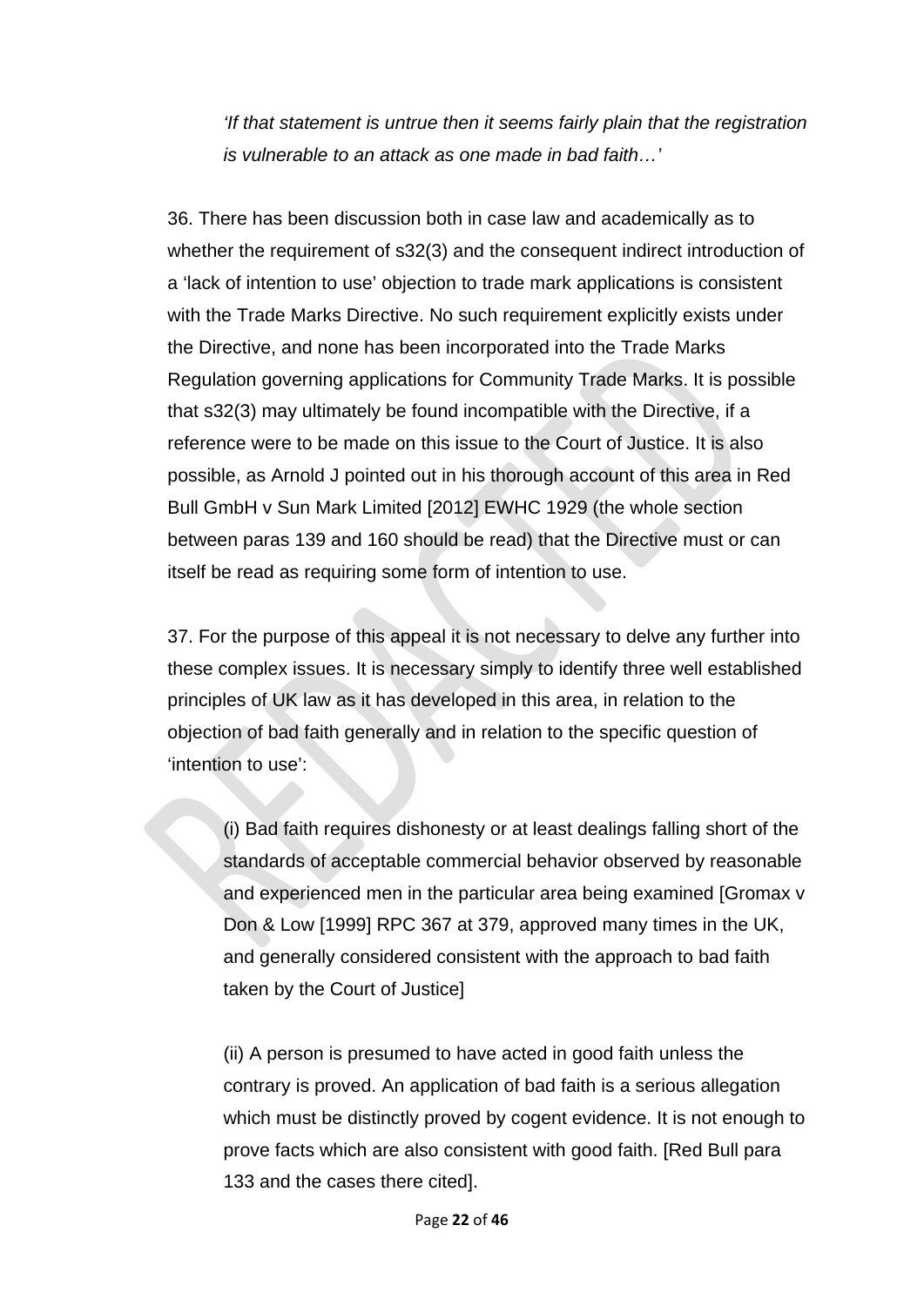*'If that statement is untrue then it seems fairly plain that the registration is vulnerable to an attack as one made in bad faith…'*

36. There has been discussion both in case law and academically as to whether the requirement of s32(3) and the consequent indirect introduction of a 'lack of intention to use' objection to trade mark applications is consistent with the Trade Marks Directive. No such requirement explicitly exists under the Directive, and none has been incorporated into the Trade Marks Regulation governing applications for Community Trade Marks. It is possible that s32(3) may ultimately be found incompatible with the Directive, if a reference were to be made on this issue to the Court of Justice. It is also possible, as Arnold J pointed out in his thorough account of this area in Red Bull GmbH v Sun Mark Limited [2012] EWHC 1929 (the whole section between paras 139 and 160 should be read) that the Directive must or can itself be read as requiring some form of intention to use.

37. For the purpose of this appeal it is not necessary to delve any further into these complex issues. It is necessary simply to identify three well established principles of UK law as it has developed in this area, in relation to the objection of bad faith generally and in relation to the specific question of 'intention to use':

(i) Bad faith requires dishonesty or at least dealings falling short of the standards of acceptable commercial behavior observed by reasonable and experienced men in the particular area being examined [Gromax v Don & Low [1999] RPC 367 at 379, approved many times in the UK, and generally considered consistent with the approach to bad faith taken by the Court of Justice]

(ii) A person is presumed to have acted in good faith unless the contrary is proved. An application of bad faith is a serious allegation which must be distinctly proved by cogent evidence. It is not enough to prove facts which are also consistent with good faith. [Red Bull para 133 and the cases there cited].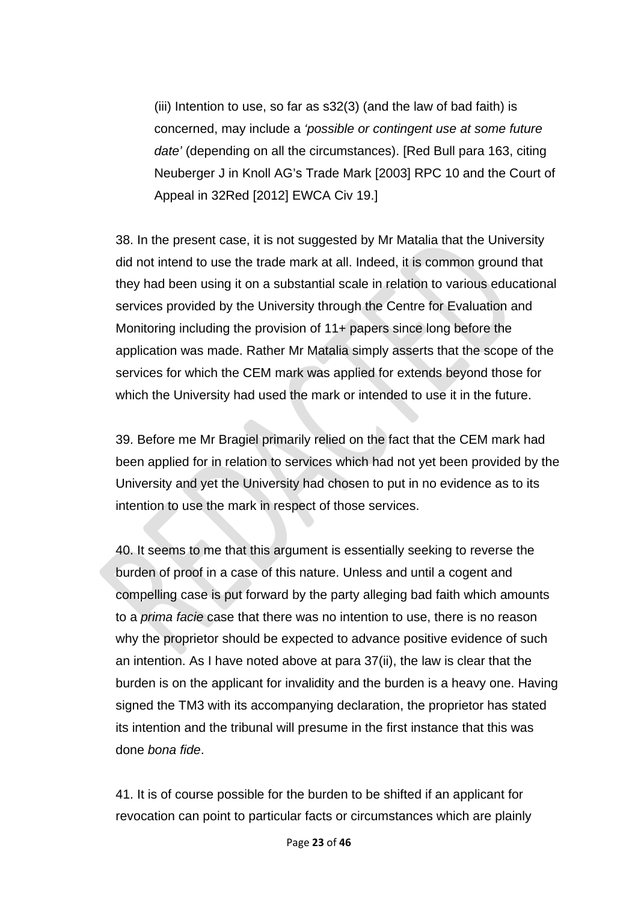(iii) Intention to use, so far as s32(3) (and the law of bad faith) is concerned, may include a *'possible or contingent use at some future date'* (depending on all the circumstances). [Red Bull para 163, citing Neuberger J in Knoll AG's Trade Mark [2003] RPC 10 and the Court of Appeal in 32Red [2012] EWCA Civ 19.]

38. In the present case, it is not suggested by Mr Matalia that the University did not intend to use the trade mark at all. Indeed, it is common ground that they had been using it on a substantial scale in relation to various educational services provided by the University through the Centre for Evaluation and Monitoring including the provision of 11+ papers since long before the application was made. Rather Mr Matalia simply asserts that the scope of the services for which the CEM mark was applied for extends beyond those for which the University had used the mark or intended to use it in the future.

39. Before me Mr Bragiel primarily relied on the fact that the CEM mark had been applied for in relation to services which had not yet been provided by the University and yet the University had chosen to put in no evidence as to its intention to use the mark in respect of those services.

40. It seems to me that this argument is essentially seeking to reverse the burden of proof in a case of this nature. Unless and until a cogent and compelling case is put forward by the party alleging bad faith which amounts to a *prima facie* case that there was no intention to use, there is no reason why the proprietor should be expected to advance positive evidence of such an intention. As I have noted above at para 37(ii), the law is clear that the burden is on the applicant for invalidity and the burden is a heavy one. Having signed the TM3 with its accompanying declaration, the proprietor has stated its intention and the tribunal will presume in the first instance that this was done *bona fide*.

41. It is of course possible for the burden to be shifted if an applicant for revocation can point to particular facts or circumstances which are plainly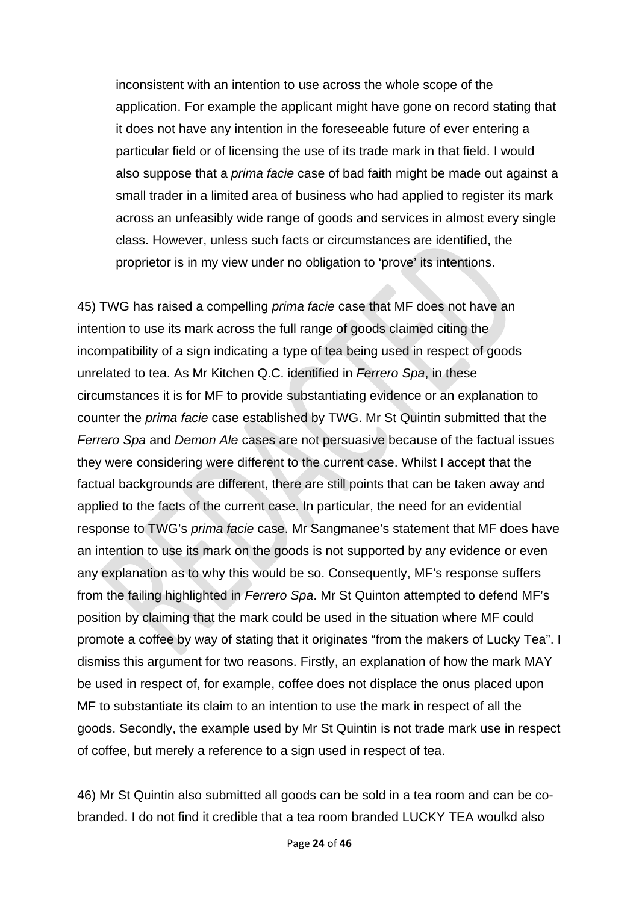> inconsistent with an intention to use across the whole scope of the application. For example the applicant might have gone on record stating that it does not have any intention in the foreseeable future of ever entering a particular field or of licensing the use of its trade mark in that field. I would also suppose that a *prima facie* case of bad faith might be made out against a small trader in a limited area of business who had applied to register its mark across an unfeasibly wide range of goods and services in almost every single class. However, unless such facts or circumstances are identified, the proprietor is in my view under no obligation to 'prove' its intentions.

45) TWG has raised a compelling *prima facie* case that MF does not have an intention to use its mark across the full range of goods claimed citing the incompatibility of a sign indicating a type of tea being used in respect of goods unrelated to tea. As Mr Kitchen Q.C. identified in *Ferrero Spa*, in these circumstances it is for MF to provide substantiating evidence or an explanation to counter the *prima facie* case established by TWG. Mr St Quintin submitted that the *Ferrero Spa* and *Demon Ale* cases are not persuasive because of the factual issues they were considering were different to the current case. Whilst I accept that the factual backgrounds are different, there are still points that can be taken away and applied to the facts of the current case. In particular, the need for an evidential response to TWG's *prima facie* case. Mr Sangmanee's statement that MF does have an intention to use its mark on the goods is not supported by any evidence or even any explanation as to why this would be so. Consequently, MF's response suffers from the failing highlighted in *Ferrero Spa*. Mr St Quinton attempted to defend MF's position by claiming that the mark could be used in the situation where MF could promote a coffee by way of stating that it originates "from the makers of Lucky Tea". I dismiss this argument for two reasons. Firstly, an explanation of how the mark MAY be used in respect of, for example, coffee does not displace the onus placed upon MF to substantiate its claim to an intention to use the mark in respect of all the goods. Secondly, the example used by Mr St Quintin is not trade mark use in respect of coffee, but merely a reference to a sign used in respect of tea.

46) Mr St Quintin also submitted all goods can be sold in a tea room and can be co-branded. I do not find it credible that a tea room branded LUCKY TEA woulkd also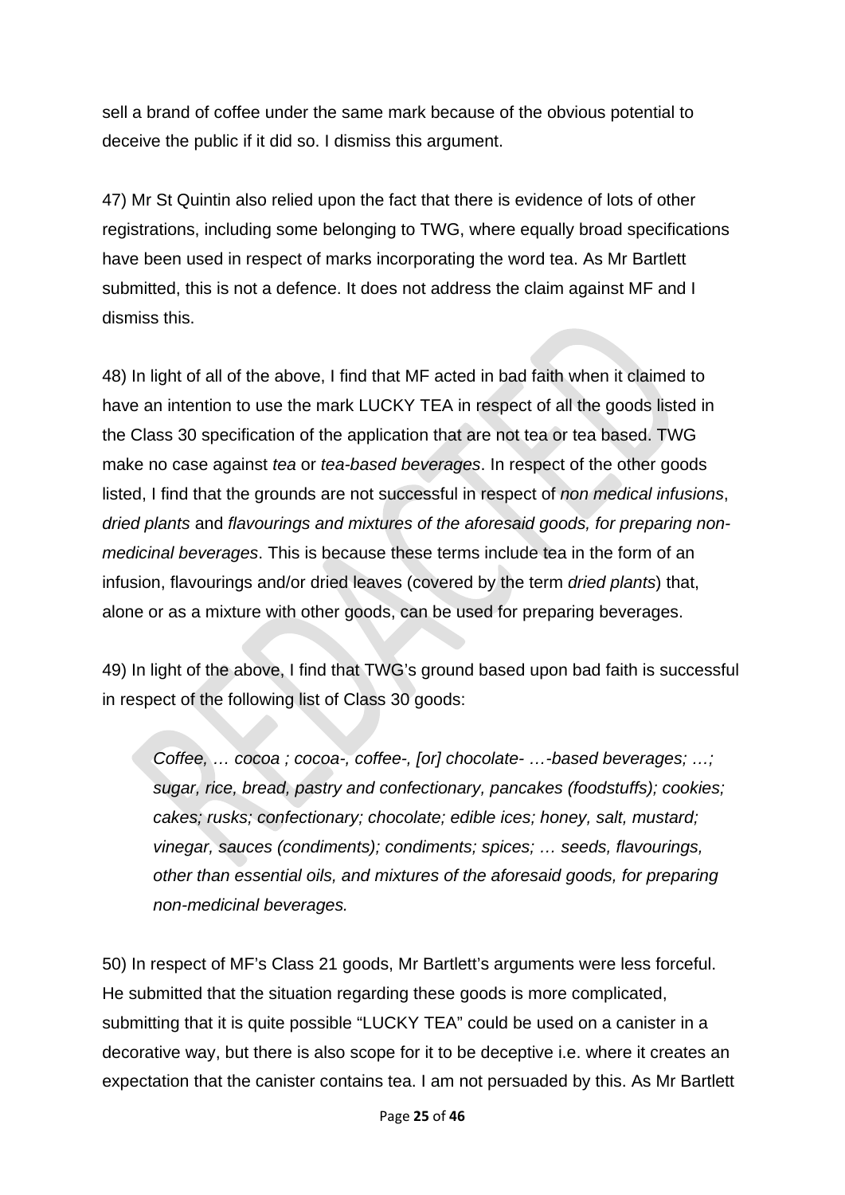sell a brand of coffee under the same mark because of the obvious potential to deceive the public if it did so. I dismiss this argument.

47) Mr St Quintin also relied upon the fact that there is evidence of lots of other registrations, including some belonging to TWG, where equally broad specifications have been used in respect of marks incorporating the word tea. As Mr Bartlett submitted, this is not a defence. It does not address the claim against MF and I dismiss this.

48) In light of all of the above, I find that MF acted in bad faith when it claimed to have an intention to use the mark LUCKY TEA in respect of all the goods listed in the Class 30 specification of the application that are not tea or tea based. TWG make no case against *tea* or *tea-based beverages*. In respect of the other goods listed, I find that the grounds are not successful in respect of *non medical infusions*, *dried plants* and *flavourings and mixtures of the aforesaid goods, for preparing non-medicinal beverages*. This is because these terms include tea in the form of an infusion, flavourings and/or dried leaves (covered by the term *dried plants*) that, alone or as a mixture with other goods, can be used for preparing beverages.

49) In light of the above, I find that TWG's ground based upon bad faith is successful in respect of the following list of Class 30 goods:

> *Coffee, … cocoa ; cocoa-, coffee-, [or] chocolate- …-based beverages; …; sugar, rice, bread, pastry and confectionary, pancakes (foodstuffs); cookies; cakes; rusks; confectionary; chocolate; edible ices; honey, salt, mustard; vinegar, sauces (condiments); condiments; spices; … seeds, flavourings, other than essential oils, and mixtures of the aforesaid goods, for preparing non-medicinal beverages.*

50) In respect of MF's Class 21 goods, Mr Bartlett's arguments were less forceful. He submitted that the situation regarding these goods is more complicated, submitting that it is quite possible "LUCKY TEA" could be used on a canister in a decorative way, but there is also scope for it to be deceptive i.e. where it creates an expectation that the canister contains tea. I am not persuaded by this. As Mr Bartlett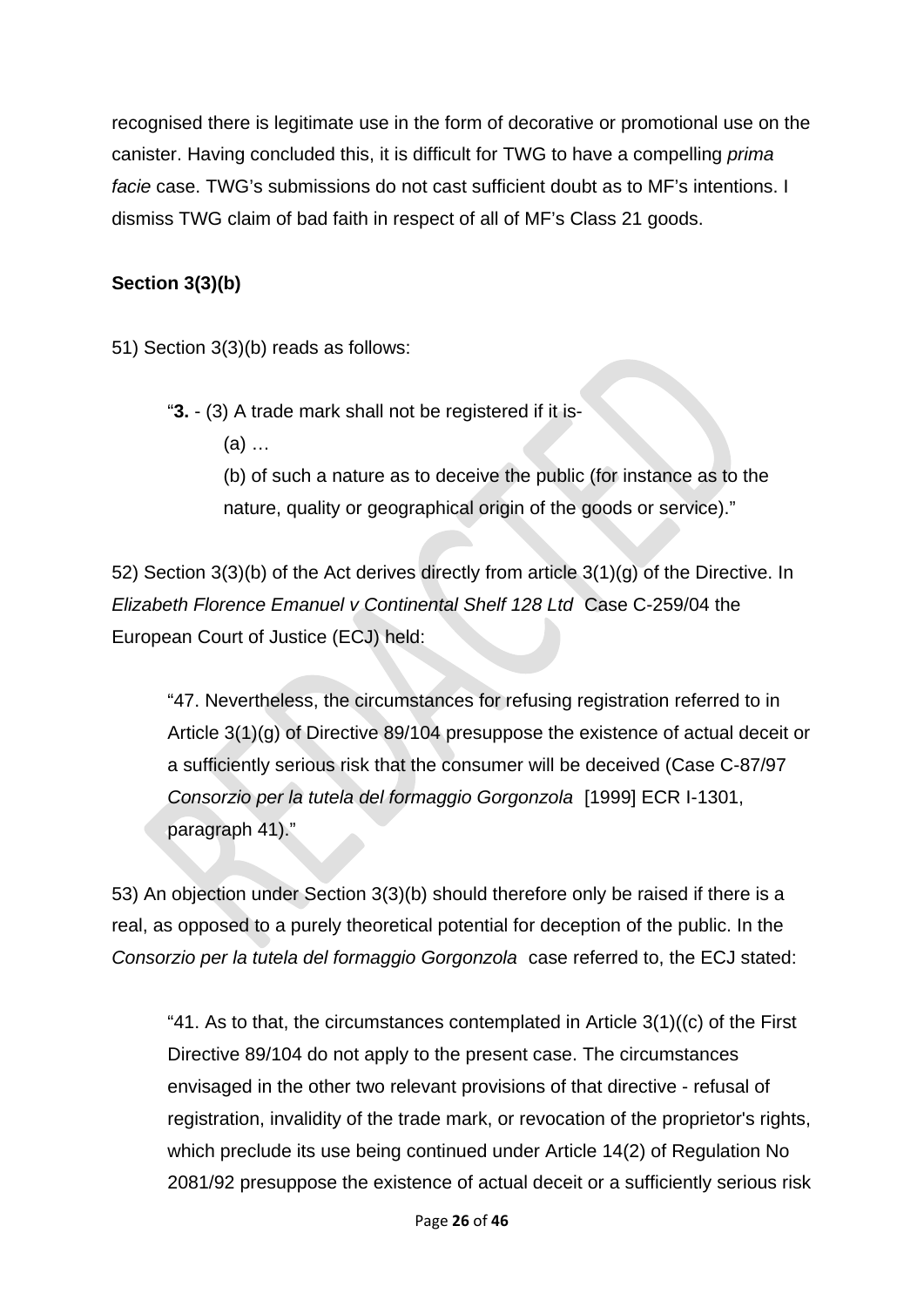recognised there is legitimate use in the form of decorative or promotional use on the canister. Having concluded this, it is difficult for TWG to have a compelling *prima facie* case. TWG's submissions do not cast sufficient doubt as to MF's intentions. I dismiss TWG claim of bad faith in respect of all of MF's Class 21 goods.

**Section 3(3)(b)**

51) Section 3(3)(b) reads as follows:

> "**3.** - (3) A trade mark shall not be registered if it is-
>
> (a) …
>
> (b) of such a nature as to deceive the public (for instance as to the nature, quality or geographical origin of the goods or service)."

52) Section 3(3)(b) of the Act derives directly from article 3(1)(g) of the Directive. In *Elizabeth Florence Emanuel v Continental Shelf 128 Ltd* Case C-259/04 the European Court of Justice (ECJ) held:

> "47. Nevertheless, the circumstances for refusing registration referred to in Article 3(1)(g) of Directive 89/104 presuppose the existence of actual deceit or a sufficiently serious risk that the consumer will be deceived (Case C-87/97 *Consorzio per la tutela del formaggio Gorgonzola* [1999] ECR I-1301, paragraph 41)."

53) An objection under Section 3(3)(b) should therefore only be raised if there is a real, as opposed to a purely theoretical potential for deception of the public. In the *Consorzio per la tutela del formaggio Gorgonzola* case referred to, the ECJ stated:

> "41. As to that, the circumstances contemplated in Article 3(1)((c) of the First Directive 89/104 do not apply to the present case. The circumstances envisaged in the other two relevant provisions of that directive - refusal of registration, invalidity of the trade mark, or revocation of the proprietor's rights, which preclude its use being continued under Article 14(2) of Regulation No 2081/92 presuppose the existence of actual deceit or a sufficiently serious risk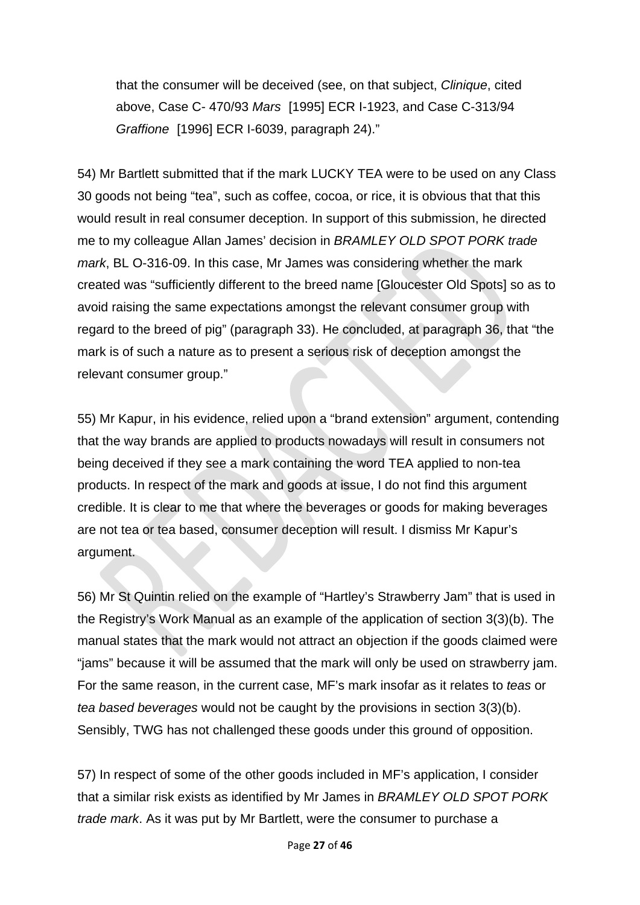that the consumer will be deceived (see, on that subject, *Clinique*, cited above, Case C- 470/93 *Mars* [1995] ECR I-1923, and Case C-313/94 *Graffione* [1996] ECR I-6039, paragraph 24)."

54) Mr Bartlett submitted that if the mark LUCKY TEA were to be used on any Class 30 goods not being "tea", such as coffee, cocoa, or rice, it is obvious that that this would result in real consumer deception. In support of this submission, he directed me to my colleague Allan James' decision in *BRAMLEY OLD SPOT PORK trade mark*, BL O-316-09. In this case, Mr James was considering whether the mark created was "sufficiently different to the breed name [Gloucester Old Spots] so as to avoid raising the same expectations amongst the relevant consumer group with regard to the breed of pig" (paragraph 33). He concluded, at paragraph 36, that "the mark is of such a nature as to present a serious risk of deception amongst the relevant consumer group."

55) Mr Kapur, in his evidence, relied upon a "brand extension" argument, contending that the way brands are applied to products nowadays will result in consumers not being deceived if they see a mark containing the word TEA applied to non-tea products. In respect of the mark and goods at issue, I do not find this argument credible. It is clear to me that where the beverages or goods for making beverages are not tea or tea based, consumer deception will result. I dismiss Mr Kapur's argument.

56) Mr St Quintin relied on the example of "Hartley's Strawberry Jam" that is used in the Registry's Work Manual as an example of the application of section 3(3)(b). The manual states that the mark would not attract an objection if the goods claimed were "jams" because it will be assumed that the mark will only be used on strawberry jam. For the same reason, in the current case, MF's mark insofar as it relates to *teas* or *tea based beverages* would not be caught by the provisions in section 3(3)(b). Sensibly, TWG has not challenged these goods under this ground of opposition.

57) In respect of some of the other goods included in MF's application, I consider that a similar risk exists as identified by Mr James in *BRAMLEY OLD SPOT PORK trade mark*. As it was put by Mr Bartlett, were the consumer to purchase a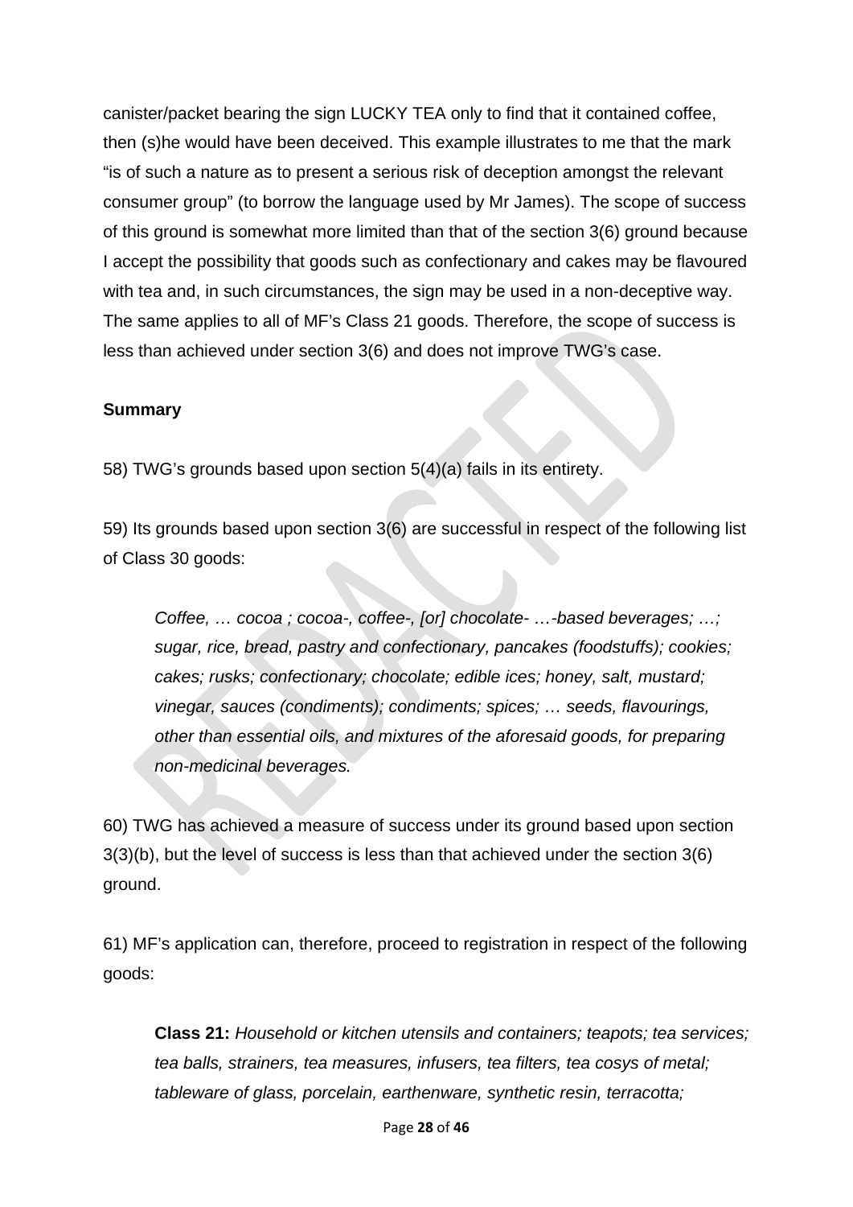canister/packet bearing the sign LUCKY TEA only to find that it contained coffee, then (s)he would have been deceived. This example illustrates to me that the mark "is of such a nature as to present a serious risk of deception amongst the relevant consumer group" (to borrow the language used by Mr James). The scope of success of this ground is somewhat more limited than that of the section 3(6) ground because I accept the possibility that goods such as confectionary and cakes may be flavoured with tea and, in such circumstances, the sign may be used in a non-deceptive way. The same applies to all of MF's Class 21 goods. Therefore, the scope of success is less than achieved under section 3(6) and does not improve TWG's case.

**Summary**

58) TWG's grounds based upon section 5(4)(a) fails in its entirety.

59) Its grounds based upon section 3(6) are successful in respect of the following list of Class 30 goods:

> *Coffee, … cocoa ; cocoa-, coffee-, [or] chocolate- …-based beverages; …; sugar, rice, bread, pastry and confectionary, pancakes (foodstuffs); cookies; cakes; rusks; confectionary; chocolate; edible ices; honey, salt, mustard; vinegar, sauces (condiments); condiments; spices; … seeds, flavourings, other than essential oils, and mixtures of the aforesaid goods, for preparing non-medicinal beverages.*

60) TWG has achieved a measure of success under its ground based upon section 3(3)(b), but the level of success is less than that achieved under the section 3(6) ground.

61) MF's application can, therefore, proceed to registration in respect of the following goods:

> **Class 21:** *Household or kitchen utensils and containers; teapots; tea services; tea balls, strainers, tea measures, infusers, tea filters, tea cosys of metal; tableware of glass, porcelain, earthenware, synthetic resin, terracotta;*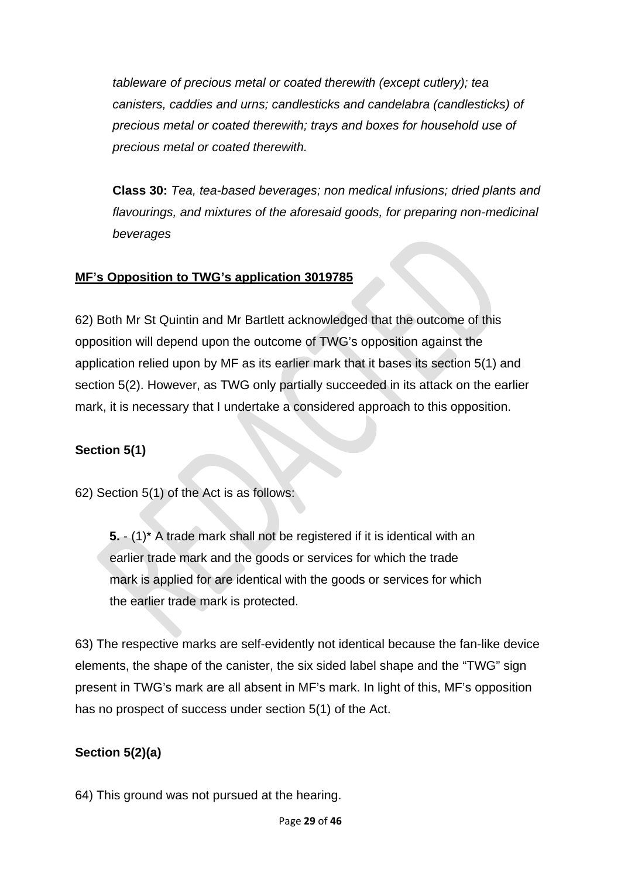*tableware of precious metal or coated therewith (except cutlery); tea canisters, caddies and urns; candlesticks and candelabra (candlesticks) of precious metal or coated therewith; trays and boxes for household use of precious metal or coated therewith.*

**Class 30:** *Tea, tea-based beverages; non medical infusions; dried plants and flavourings, and mixtures of the aforesaid goods, for preparing non-medicinal beverages*

**MF's Opposition to TWG's application 3019785**

62) Both Mr St Quintin and Mr Bartlett acknowledged that the outcome of this opposition will depend upon the outcome of TWG's opposition against the application relied upon by MF as its earlier mark that it bases its section 5(1) and section 5(2). However, as TWG only partially succeeded in its attack on the earlier mark, it is necessary that I undertake a considered approach to this opposition.

**Section 5(1)**

62) Section 5(1) of the Act is as follows:

> **5.** - (1)* A trade mark shall not be registered if it is identical with an earlier trade mark and the goods or services for which the trade mark is applied for are identical with the goods or services for which the earlier trade mark is protected.

63) The respective marks are self-evidently not identical because the fan-like device elements, the shape of the canister, the six sided label shape and the "TWG" sign present in TWG's mark are all absent in MF's mark. In light of this, MF's opposition has no prospect of success under section 5(1) of the Act.

**Section 5(2)(a)**

64) This ground was not pursued at the hearing.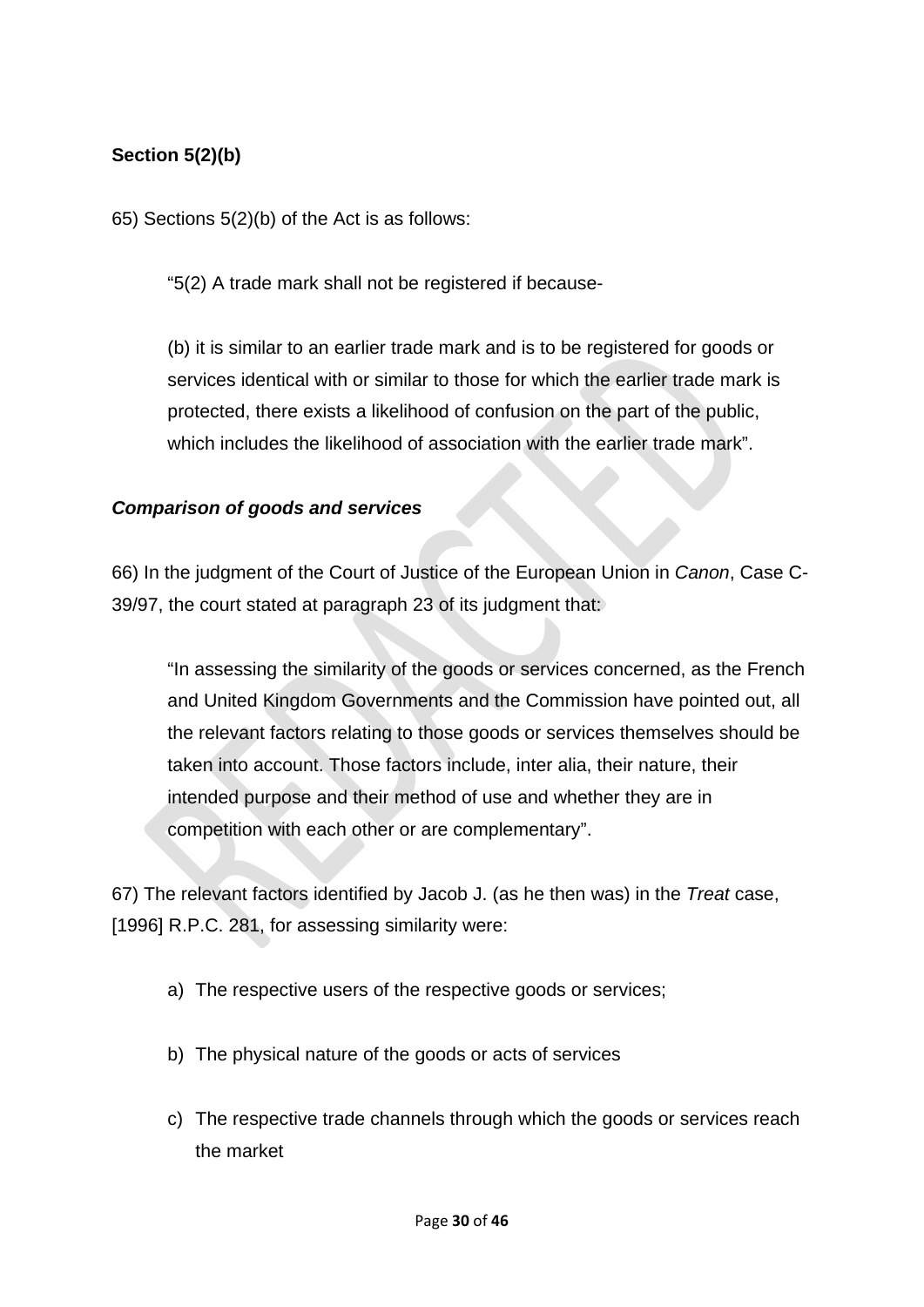**Section 5(2)(b)**

65) Sections 5(2)(b) of the Act is as follows:

> "5(2) A trade mark shall not be registered if because-
>
> (b) it is similar to an earlier trade mark and is to be registered for goods or services identical with or similar to those for which the earlier trade mark is protected, there exists a likelihood of confusion on the part of the public, which includes the likelihood of association with the earlier trade mark".

***Comparison of goods and services***

66) In the judgment of the Court of Justice of the European Union in *Canon*, Case C-39/97, the court stated at paragraph 23 of its judgment that:

> "In assessing the similarity of the goods or services concerned, as the French and United Kingdom Governments and the Commission have pointed out, all the relevant factors relating to those goods or services themselves should be taken into account. Those factors include, inter alia, their nature, their intended purpose and their method of use and whether they are in competition with each other or are complementary".

67) The relevant factors identified by Jacob J. (as he then was) in the *Treat* case, [1996] R.P.C. 281, for assessing similarity were:

a) The respective users of the respective goods or services;

b) The physical nature of the goods or acts of services

c) The respective trade channels through which the goods or services reach the market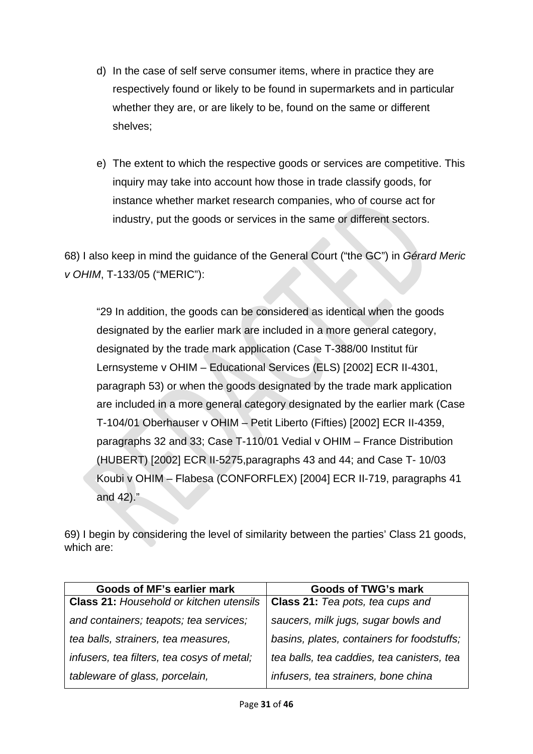d) In the case of self serve consumer items, where in practice they are respectively found or likely to be found in supermarkets and in particular whether they are, or are likely to be, found on the same or different shelves;

e) The extent to which the respective goods or services are competitive. This inquiry may take into account how those in trade classify goods, for instance whether market research companies, who of course act for industry, put the goods or services in the same or different sectors.

68) I also keep in mind the guidance of the General Court ("the GC") in *Gérard Meric v OHIM*, T-133/05 ("MERIC"):

> "29 In addition, the goods can be considered as identical when the goods designated by the earlier mark are included in a more general category, designated by the trade mark application (Case T-388/00 Institut für Lernsysteme v OHIM – Educational Services (ELS) [2002] ECR II-4301, paragraph 53) or when the goods designated by the trade mark application are included in a more general category designated by the earlier mark (Case T-104/01 Oberhauser v OHIM – Petit Liberto (Fifties) [2002] ECR II-4359, paragraphs 32 and 33; Case T-110/01 Vedial v OHIM – France Distribution (HUBERT) [2002] ECR II-5275,paragraphs 43 and 44; and Case T- 10/03 Koubi v OHIM – Flabesa (CONFORFLEX) [2004] ECR II-719, paragraphs 41 and 42)."

69) I begin by considering the level of similarity between the parties' Class 21 goods, which are:

| Goods of MF's earlier mark | Goods of TWG's mark |
|---|---|
| **Class 21:** *Household or kitchen utensils and containers; teapots; tea services; tea balls, strainers, tea measures, infusers, tea filters, tea cosys of metal; tableware of glass, porcelain,* | **Class 21:** *Tea pots, tea cups and saucers, milk jugs, sugar bowls and basins, plates, containers for foodstuffs; tea balls, tea caddies, tea canisters, tea infusers, tea strainers, bone china* |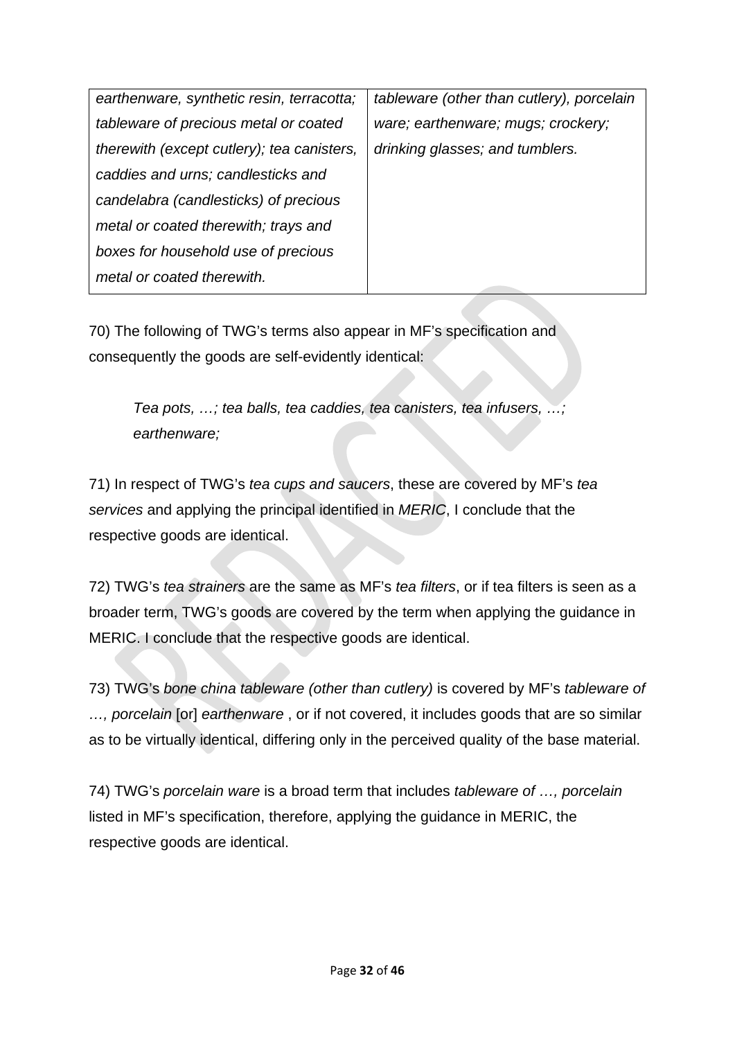| | |
|---|---|
| *earthenware, synthetic resin, terracotta; tableware of precious metal or coated therewith (except cutlery); tea canisters, caddies and urns; candlesticks and candelabra (candlesticks) of precious metal or coated therewith; trays and boxes for household use of precious metal or coated therewith.* | *tableware (other than cutlery), porcelain ware; earthenware; mugs; crockery; drinking glasses; and tumblers.* |

70) The following of TWG's terms also appear in MF's specification and consequently the goods are self-evidently identical:

> *Tea pots, …; tea balls, tea caddies, tea canisters, tea infusers, …; earthenware;*

71) In respect of TWG's *tea cups and saucers*, these are covered by MF's *tea services* and applying the principal identified in *MERIC*, I conclude that the respective goods are identical.

72) TWG's *tea strainers* are the same as MF's *tea filters*, or if tea filters is seen as a broader term, TWG's goods are covered by the term when applying the guidance in MERIC. I conclude that the respective goods are identical.

73) TWG's *bone china tableware (other than cutlery)* is covered by MF's *tableware of …, porcelain* [or] *earthenware* , or if not covered, it includes goods that are so similar as to be virtually identical, differing only in the perceived quality of the base material.

74) TWG's *porcelain ware* is a broad term that includes *tableware of …, porcelain* listed in MF's specification, therefore, applying the guidance in MERIC, the respective goods are identical.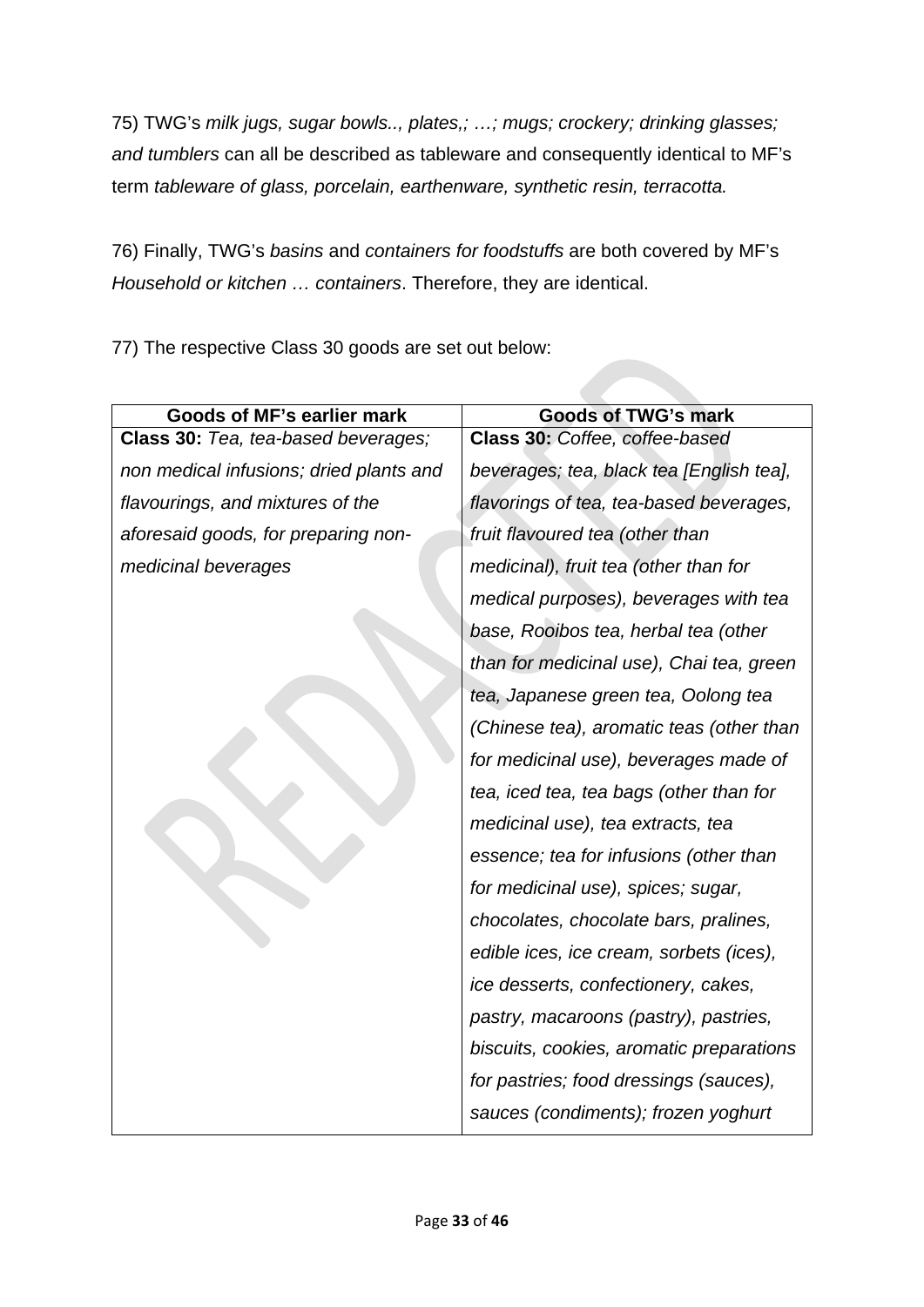75) TWG's *milk jugs, sugar bowls.., plates,; …; mugs; crockery; drinking glasses; and tumblers* can all be described as tableware and consequently identical to MF's term *tableware of glass, porcelain, earthenware, synthetic resin, terracotta.*

76) Finally, TWG's *basins* and *containers for foodstuffs* are both covered by MF's *Household or kitchen … containers*. Therefore, they are identical.

77) The respective Class 30 goods are set out below:

| Goods of MF's earlier mark | Goods of TWG's mark |
|---|---|
| **Class 30:** *Tea, tea-based beverages; non medical infusions; dried plants and flavourings, and mixtures of the aforesaid goods, for preparing non-medicinal beverages* | **Class 30:** *Coffee, coffee-based beverages; tea, black tea [English tea], flavorings of tea, tea-based beverages, fruit flavoured tea (other than medicinal), fruit tea (other than for medical purposes), beverages with tea base, Rooibos tea, herbal tea (other than for medicinal use), Chai tea, green tea, Japanese green tea, Oolong tea (Chinese tea), aromatic teas (other than for medicinal use), beverages made of tea, iced tea, tea bags (other than for medicinal use), tea extracts, tea essence; tea for infusions (other than for medicinal use), spices; sugar, chocolates, chocolate bars, pralines, edible ices, ice cream, sorbets (ices), ice desserts, confectionery, cakes, pastry, macaroons (pastry), pastries, biscuits, cookies, aromatic preparations for pastries; food dressings (sauces), sauces (condiments); frozen yoghurt* |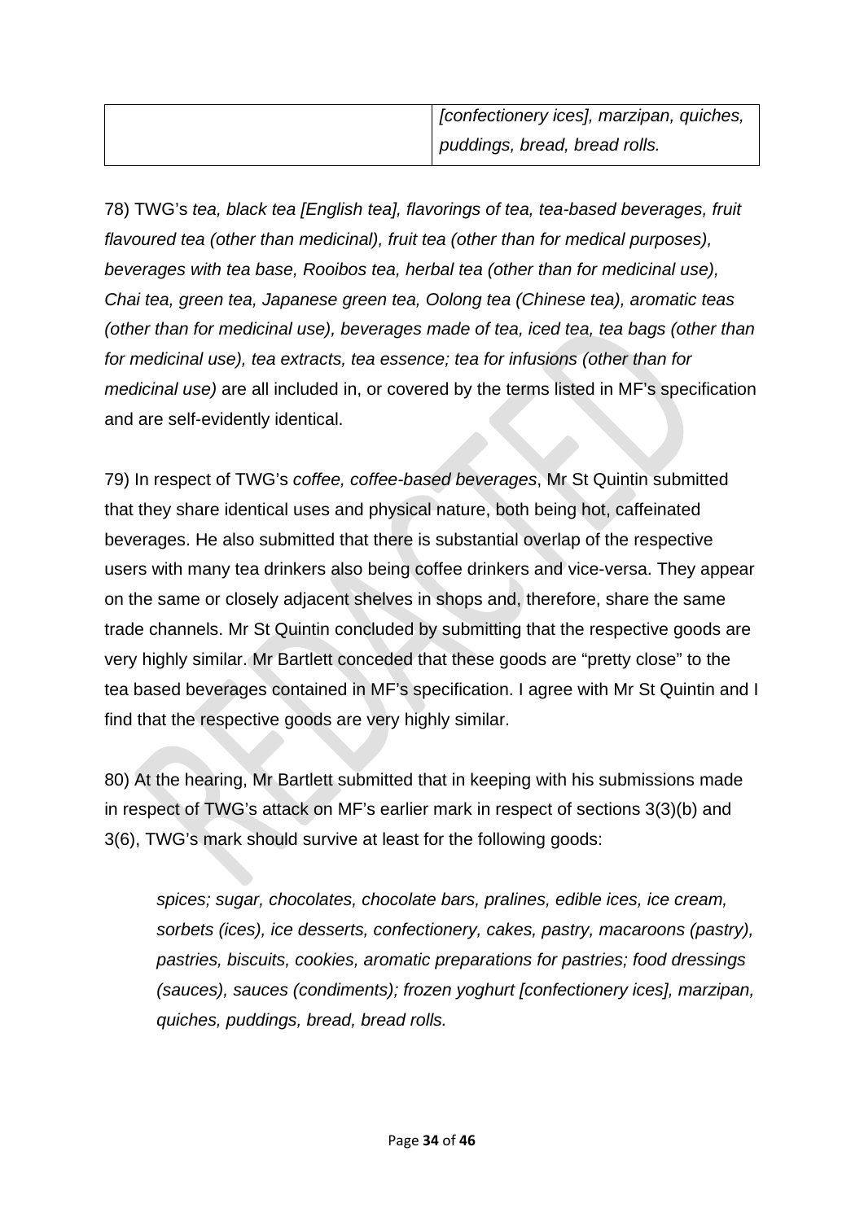| | |
|---|---|
| | *[confectionery ices], marzipan, quiches, puddings, bread, bread rolls.* |

78) TWG's *tea, black tea [English tea], flavorings of tea, tea-based beverages, fruit flavoured tea (other than medicinal), fruit tea (other than for medical purposes), beverages with tea base, Rooibos tea, herbal tea (other than for medicinal use), Chai tea, green tea, Japanese green tea, Oolong tea (Chinese tea), aromatic teas (other than for medicinal use), beverages made of tea, iced tea, tea bags (other than for medicinal use), tea extracts, tea essence; tea for infusions (other than for medicinal use)* are all included in, or covered by the terms listed in MF's specification and are self-evidently identical.

79) In respect of TWG's *coffee, coffee-based beverages*, Mr St Quintin submitted that they share identical uses and physical nature, both being hot, caffeinated beverages. He also submitted that there is substantial overlap of the respective users with many tea drinkers also being coffee drinkers and vice-versa. They appear on the same or closely adjacent shelves in shops and, therefore, share the same trade channels. Mr St Quintin concluded by submitting that the respective goods are very highly similar. Mr Bartlett conceded that these goods are "pretty close" to the tea based beverages contained in MF's specification. I agree with Mr St Quintin and I find that the respective goods are very highly similar.

80) At the hearing, Mr Bartlett submitted that in keeping with his submissions made in respect of TWG's attack on MF's earlier mark in respect of sections 3(3)(b) and 3(6), TWG's mark should survive at least for the following goods:

> *spices; sugar, chocolates, chocolate bars, pralines, edible ices, ice cream, sorbets (ices), ice desserts, confectionery, cakes, pastry, macaroons (pastry), pastries, biscuits, cookies, aromatic preparations for pastries; food dressings (sauces), sauces (condiments); frozen yoghurt [confectionery ices], marzipan, quiches, puddings, bread, bread rolls.*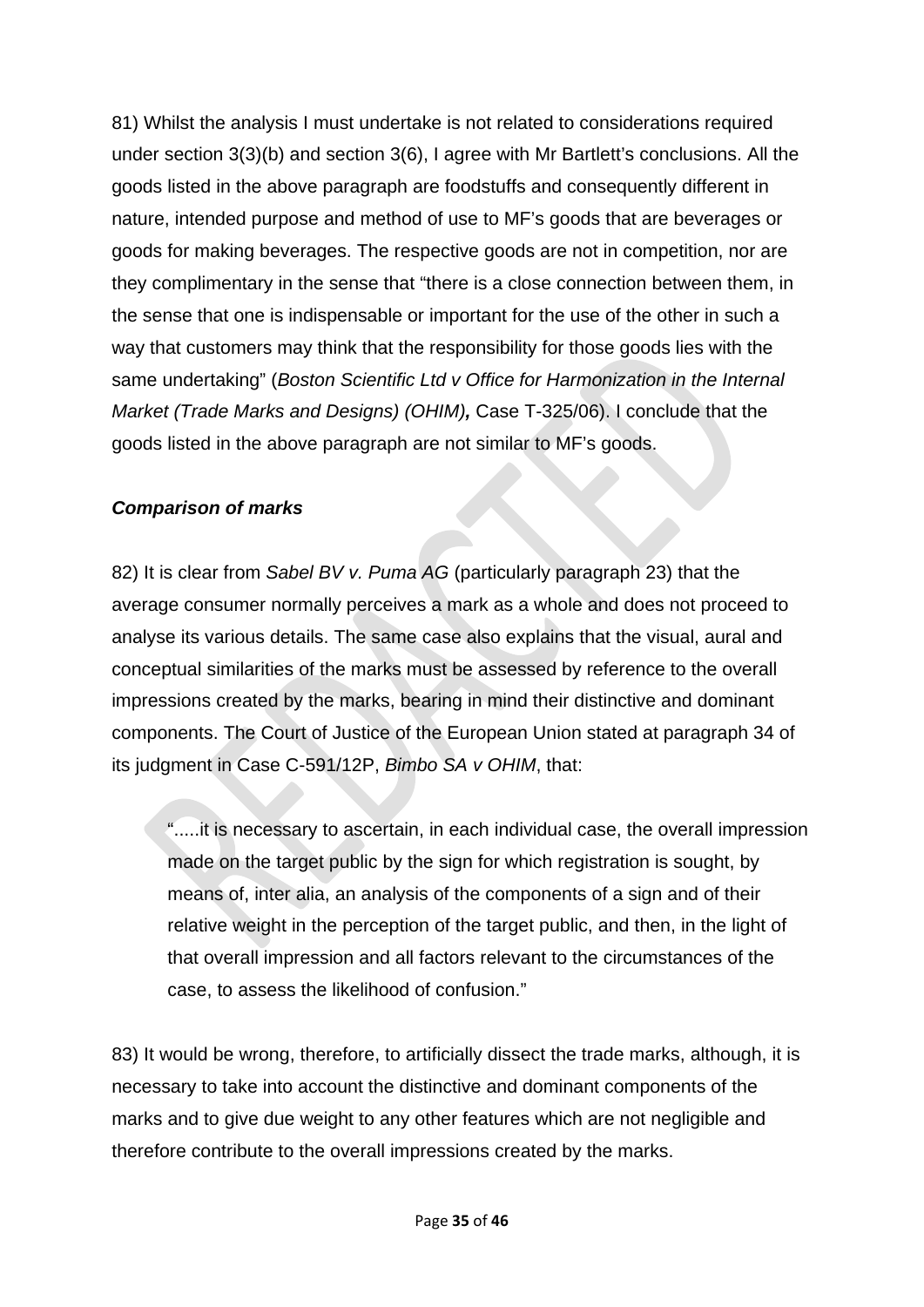81) Whilst the analysis I must undertake is not related to considerations required under section 3(3)(b) and section 3(6), I agree with Mr Bartlett's conclusions. All the goods listed in the above paragraph are foodstuffs and consequently different in nature, intended purpose and method of use to MF's goods that are beverages or goods for making beverages. The respective goods are not in competition, nor are they complimentary in the sense that "there is a close connection between them, in the sense that one is indispensable or important for the use of the other in such a way that customers may think that the responsibility for those goods lies with the same undertaking" (*Boston Scientific Ltd v Office for Harmonization in the Internal Market (Trade Marks and Designs) (OHIM)*, Case T-325/06). I conclude that the goods listed in the above paragraph are not similar to MF's goods.

***Comparison of marks***

82) It is clear from *Sabel BV v. Puma AG* (particularly paragraph 23) that the average consumer normally perceives a mark as a whole and does not proceed to analyse its various details. The same case also explains that the visual, aural and conceptual similarities of the marks must be assessed by reference to the overall impressions created by the marks, bearing in mind their distinctive and dominant components. The Court of Justice of the European Union stated at paragraph 34 of its judgment in Case C-591/12P, *Bimbo SA v OHIM*, that:

> ".....it is necessary to ascertain, in each individual case, the overall impression made on the target public by the sign for which registration is sought, by means of, inter alia, an analysis of the components of a sign and of their relative weight in the perception of the target public, and then, in the light of that overall impression and all factors relevant to the circumstances of the case, to assess the likelihood of confusion."

83) It would be wrong, therefore, to artificially dissect the trade marks, although, it is necessary to take into account the distinctive and dominant components of the marks and to give due weight to any other features which are not negligible and therefore contribute to the overall impressions created by the marks.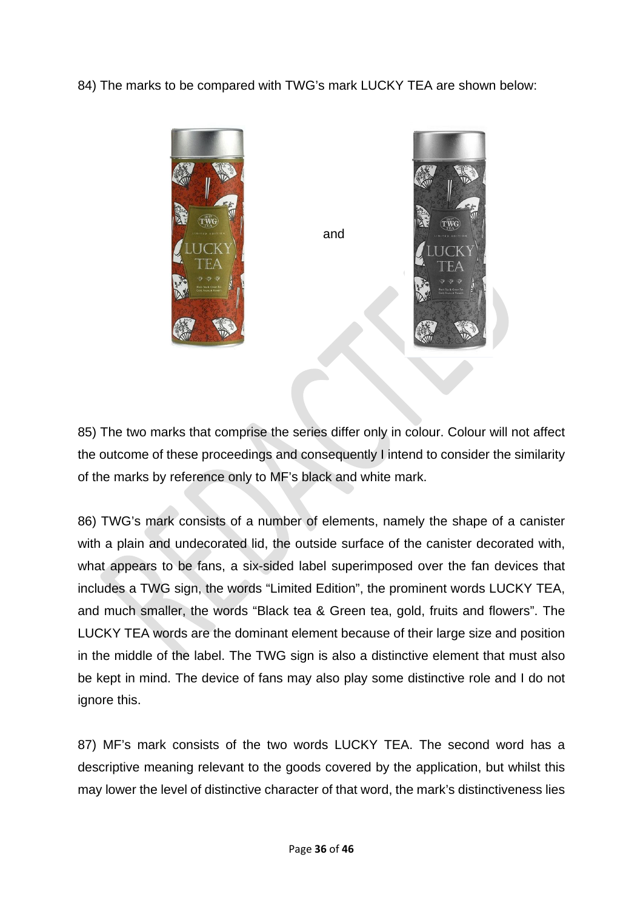84) The marks to be compared with TWG's mark LUCKY TEA are shown below:

and

85) The two marks that comprise the series differ only in colour. Colour will not affect the outcome of these proceedings and consequently I intend to consider the similarity of the marks by reference only to MF's black and white mark.

86) TWG's mark consists of a number of elements, namely the shape of a canister with a plain and undecorated lid, the outside surface of the canister decorated with, what appears to be fans, a six-sided label superimposed over the fan devices that includes a TWG sign, the words "Limited Edition", the prominent words LUCKY TEA, and much smaller, the words "Black tea & Green tea, gold, fruits and flowers". The LUCKY TEA words are the dominant element because of their large size and position in the middle of the label. The TWG sign is also a distinctive element that must also be kept in mind. The device of fans may also play some distinctive role and I do not ignore this.

87) MF's mark consists of the two words LUCKY TEA. The second word has a descriptive meaning relevant to the goods covered by the application, but whilst this may lower the level of distinctive character of that word, the mark's distinctiveness lies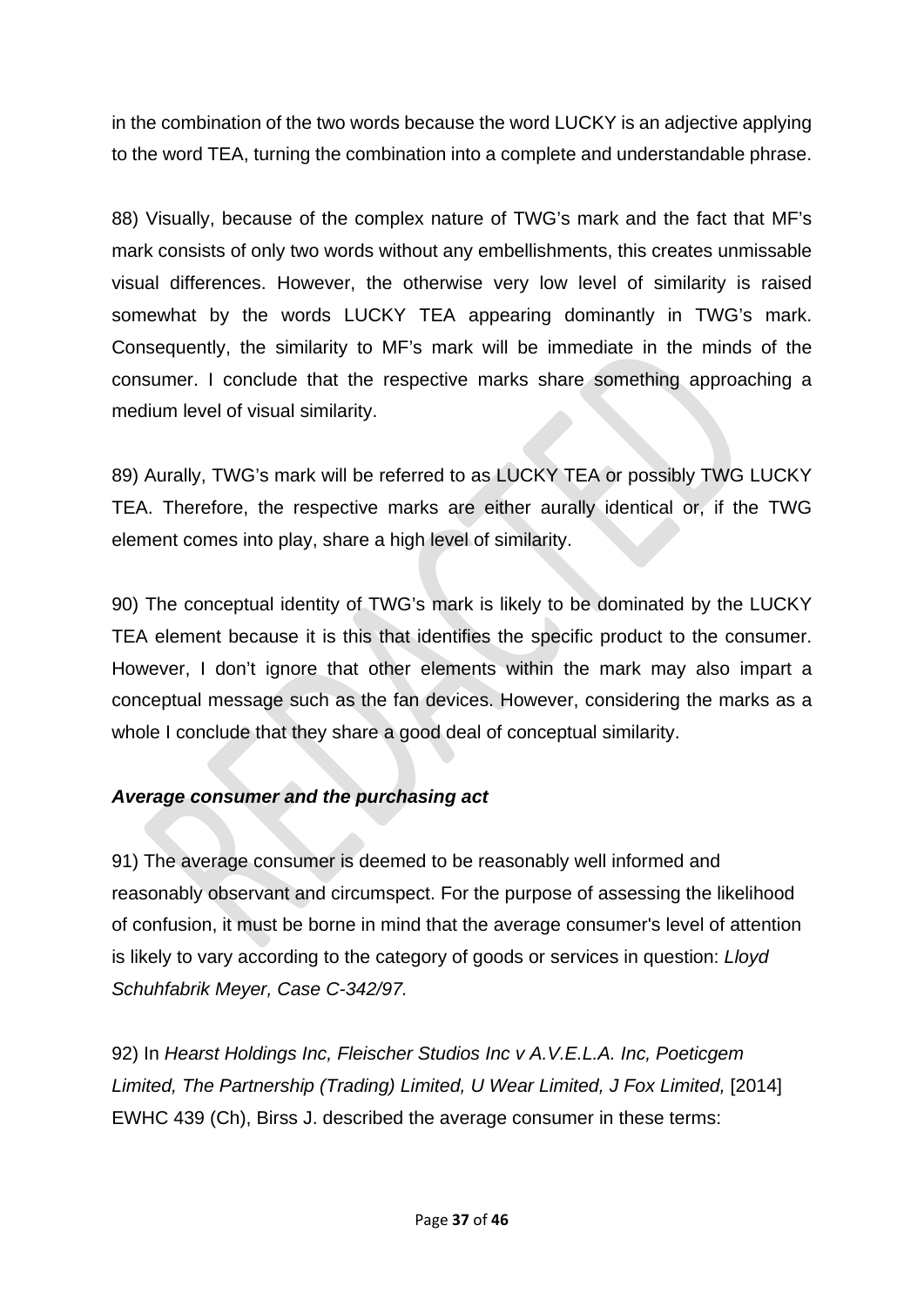in the combination of the two words because the word LUCKY is an adjective applying to the word TEA, turning the combination into a complete and understandable phrase.

88) Visually, because of the complex nature of TWG's mark and the fact that MF's mark consists of only two words without any embellishments, this creates unmissable visual differences. However, the otherwise very low level of similarity is raised somewhat by the words LUCKY TEA appearing dominantly in TWG's mark. Consequently, the similarity to MF's mark will be immediate in the minds of the consumer. I conclude that the respective marks share something approaching a medium level of visual similarity.

89) Aurally, TWG's mark will be referred to as LUCKY TEA or possibly TWG LUCKY TEA. Therefore, the respective marks are either aurally identical or, if the TWG element comes into play, share a high level of similarity.

90) The conceptual identity of TWG's mark is likely to be dominated by the LUCKY TEA element because it is this that identifies the specific product to the consumer. However, I don't ignore that other elements within the mark may also impart a conceptual message such as the fan devices. However, considering the marks as a whole I conclude that they share a good deal of conceptual similarity.

***Average consumer and the purchasing act***

91) The average consumer is deemed to be reasonably well informed and reasonably observant and circumspect. For the purpose of assessing the likelihood of confusion, it must be borne in mind that the average consumer's level of attention is likely to vary according to the category of goods or services in question: *Lloyd Schuhfabrik Meyer, Case C-342/97.*

92) In *Hearst Holdings Inc, Fleischer Studios Inc v A.V.E.L.A. Inc, Poeticgem Limited, The Partnership (Trading) Limited, U Wear Limited, J Fox Limited,* [2014] EWHC 439 (Ch), Birss J. described the average consumer in these terms: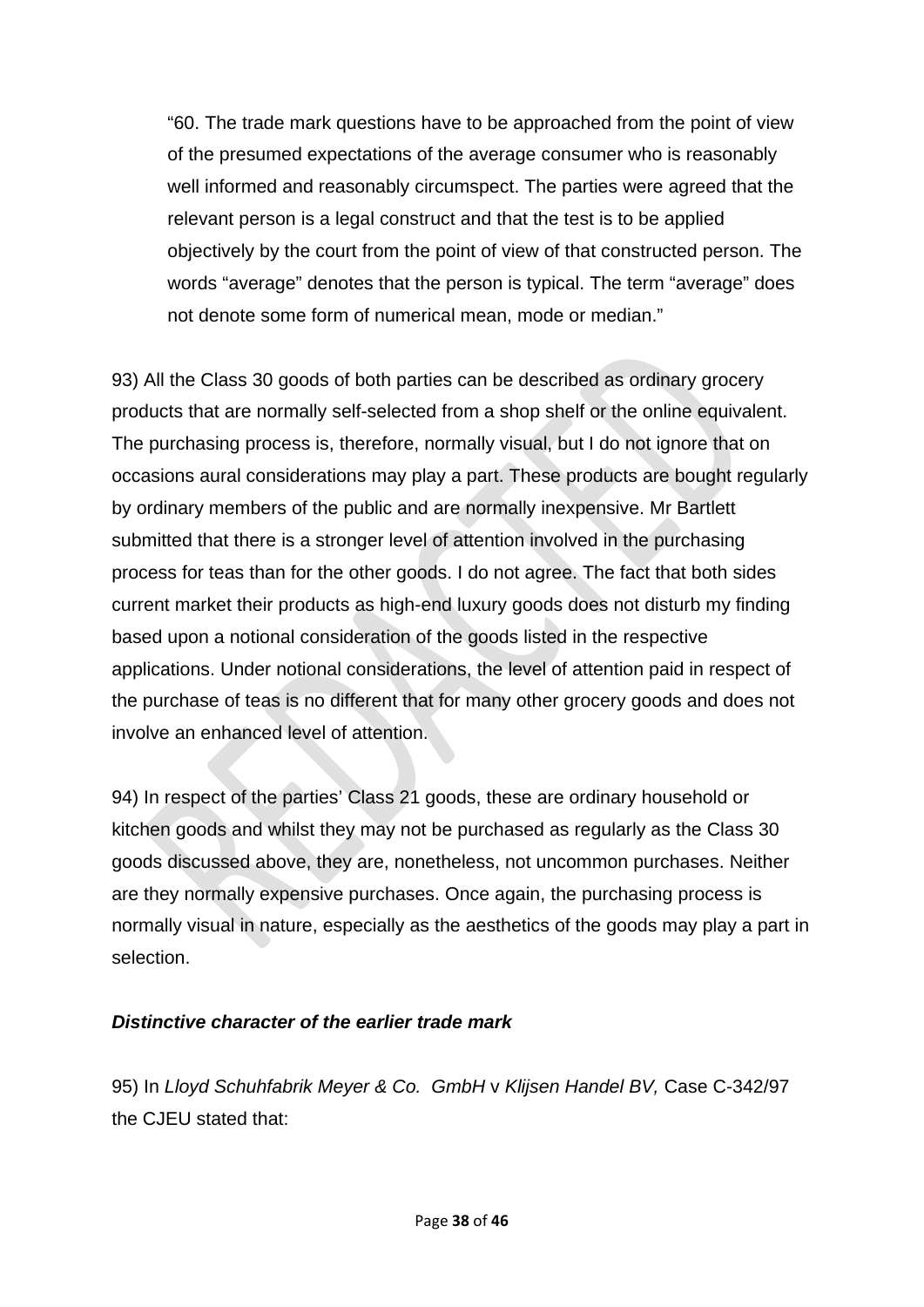> "60. The trade mark questions have to be approached from the point of view of the presumed expectations of the average consumer who is reasonably well informed and reasonably circumspect. The parties were agreed that the relevant person is a legal construct and that the test is to be applied objectively by the court from the point of view of that constructed person. The words "average" denotes that the person is typical. The term "average" does not denote some form of numerical mean, mode or median."

93) All the Class 30 goods of both parties can be described as ordinary grocery products that are normally self-selected from a shop shelf or the online equivalent. The purchasing process is, therefore, normally visual, but I do not ignore that on occasions aural considerations may play a part. These products are bought regularly by ordinary members of the public and are normally inexpensive. Mr Bartlett submitted that there is a stronger level of attention involved in the purchasing process for teas than for the other goods. I do not agree. The fact that both sides current market their products as high-end luxury goods does not disturb my finding based upon a notional consideration of the goods listed in the respective applications. Under notional considerations, the level of attention paid in respect of the purchase of teas is no different that for many other grocery goods and does not involve an enhanced level of attention.

94) In respect of the parties' Class 21 goods, these are ordinary household or kitchen goods and whilst they may not be purchased as regularly as the Class 30 goods discussed above, they are, nonetheless, not uncommon purchases. Neither are they normally expensive purchases. Once again, the purchasing process is normally visual in nature, especially as the aesthetics of the goods may play a part in selection.

***Distinctive character of the earlier trade mark***

95) In *Lloyd Schuhfabrik Meyer & Co. GmbH* v *Klijsen Handel BV,* Case C-342/97 the CJEU stated that: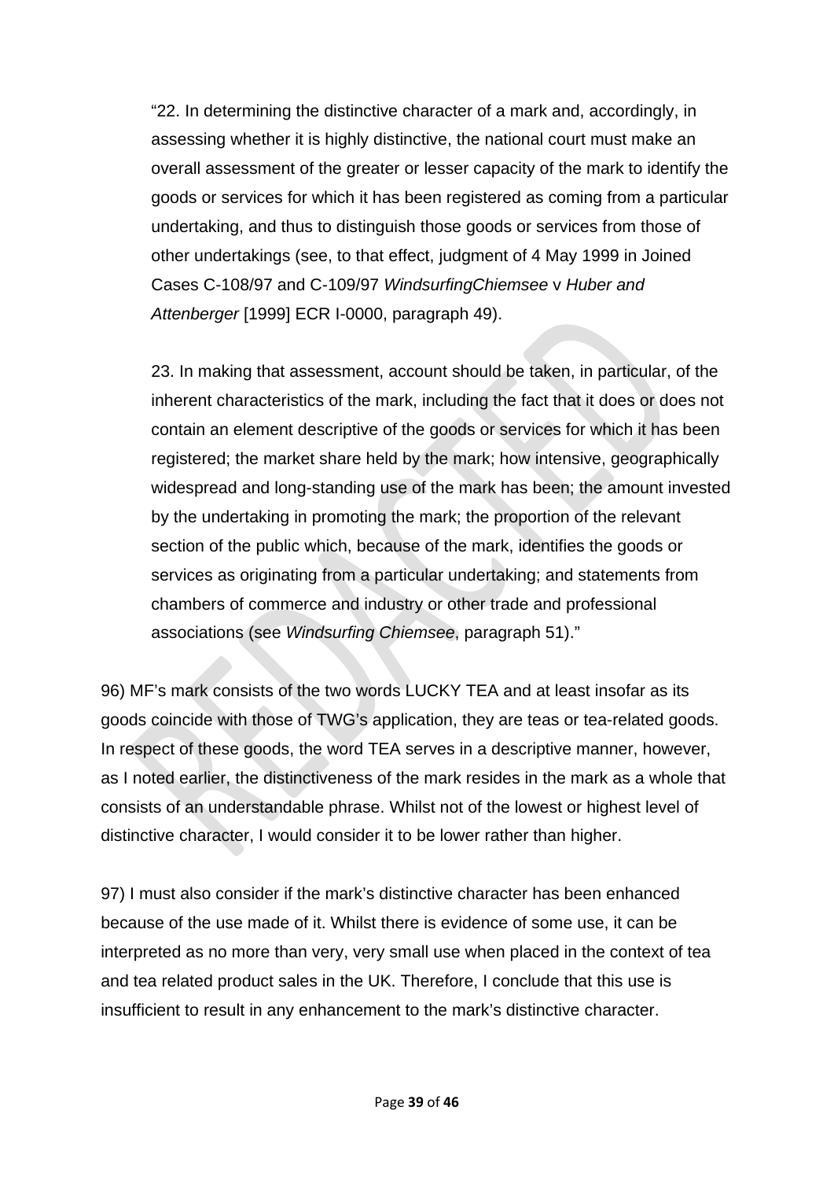> "22. In determining the distinctive character of a mark and, accordingly, in assessing whether it is highly distinctive, the national court must make an overall assessment of the greater or lesser capacity of the mark to identify the goods or services for which it has been registered as coming from a particular undertaking, and thus to distinguish those goods or services from those of other undertakings (see, to that effect, judgment of 4 May 1999 in Joined Cases C-108/97 and C-109/97 *WindsurfingChiemsee* v *Huber and Attenberger* [1999] ECR I-0000, paragraph 49).
>
> 23. In making that assessment, account should be taken, in particular, of the inherent characteristics of the mark, including the fact that it does or does not contain an element descriptive of the goods or services for which it has been registered; the market share held by the mark; how intensive, geographically widespread and long-standing use of the mark has been; the amount invested by the undertaking in promoting the mark; the proportion of the relevant section of the public which, because of the mark, identifies the goods or services as originating from a particular undertaking; and statements from chambers of commerce and industry or other trade and professional associations (see *Windsurfing Chiemsee*, paragraph 51)."

96) MF's mark consists of the two words LUCKY TEA and at least insofar as its goods coincide with those of TWG's application, they are teas or tea-related goods. In respect of these goods, the word TEA serves in a descriptive manner, however, as I noted earlier, the distinctiveness of the mark resides in the mark as a whole that consists of an understandable phrase. Whilst not of the lowest or highest level of distinctive character, I would consider it to be lower rather than higher.

97) I must also consider if the mark's distinctive character has been enhanced because of the use made of it. Whilst there is evidence of some use, it can be interpreted as no more than very, very small use when placed in the context of tea and tea related product sales in the UK. Therefore, I conclude that this use is insufficient to result in any enhancement to the mark's distinctive character.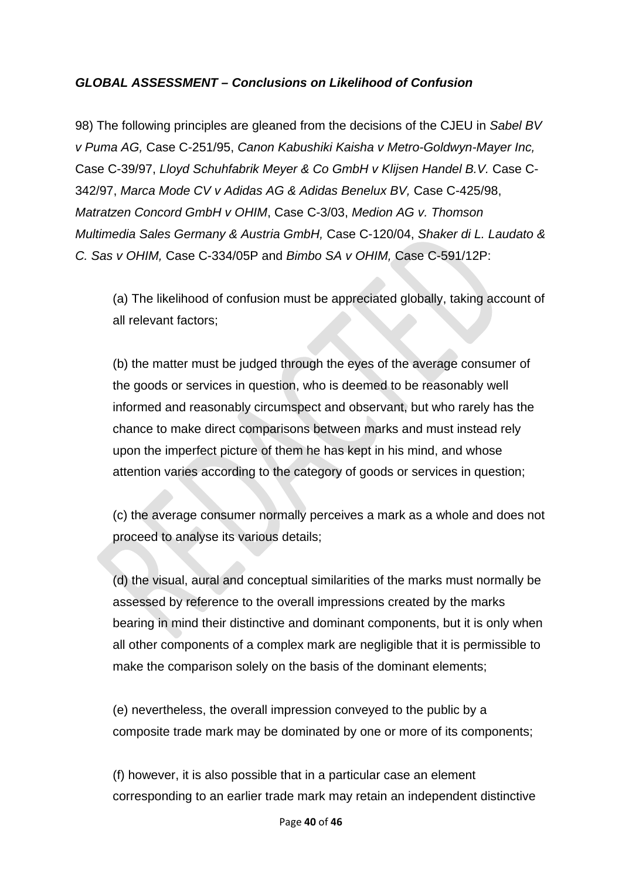***GLOBAL ASSESSMENT – Conclusions on Likelihood of Confusion***

98) The following principles are gleaned from the decisions of the CJEU in *Sabel BV v Puma AG,* Case C-251/95, *Canon Kabushiki Kaisha v Metro-Goldwyn-Mayer Inc,* Case C-39/97, *Lloyd Schuhfabrik Meyer & Co GmbH v Klijsen Handel B.V.* Case C-342/97, *Marca Mode CV v Adidas AG & Adidas Benelux BV,* Case C-425/98, *Matratzen Concord GmbH v OHIM*, Case C-3/03, *Medion AG v. Thomson Multimedia Sales Germany & Austria GmbH,* Case C-120/04, *Shaker di L. Laudato & C. Sas v OHIM,* Case C-334/05P and *Bimbo SA v OHIM,* Case C-591/12P:

(a) The likelihood of confusion must be appreciated globally, taking account of all relevant factors;

(b) the matter must be judged through the eyes of the average consumer of the goods or services in question, who is deemed to be reasonably well informed and reasonably circumspect and observant, but who rarely has the chance to make direct comparisons between marks and must instead rely upon the imperfect picture of them he has kept in his mind, and whose attention varies according to the category of goods or services in question;

(c) the average consumer normally perceives a mark as a whole and does not proceed to analyse its various details;

(d) the visual, aural and conceptual similarities of the marks must normally be assessed by reference to the overall impressions created by the marks bearing in mind their distinctive and dominant components, but it is only when all other components of a complex mark are negligible that it is permissible to make the comparison solely on the basis of the dominant elements;

(e) nevertheless, the overall impression conveyed to the public by a composite trade mark may be dominated by one or more of its components;

(f) however, it is also possible that in a particular case an element corresponding to an earlier trade mark may retain an independent distinctive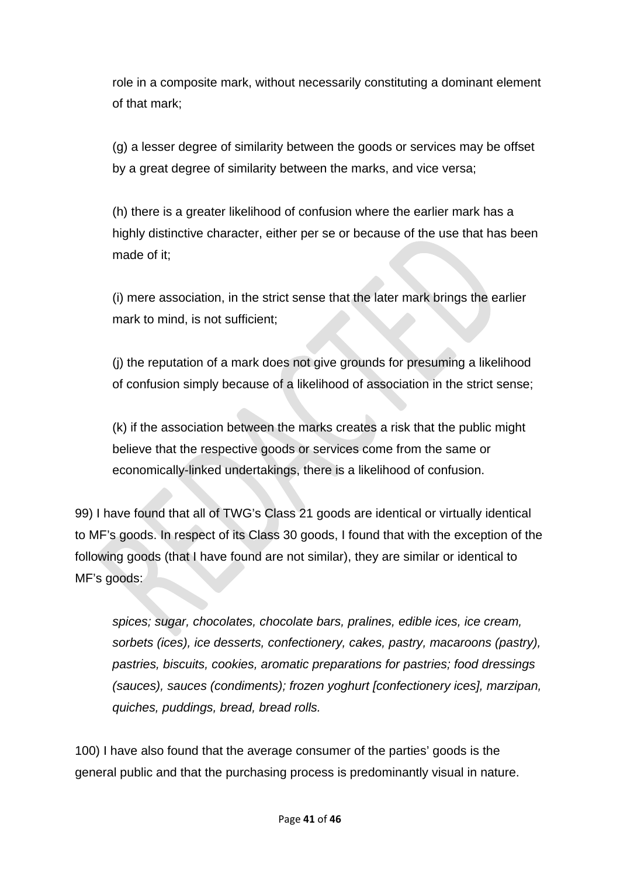role in a composite mark, without necessarily constituting a dominant element of that mark;

(g) a lesser degree of similarity between the goods or services may be offset by a great degree of similarity between the marks, and vice versa;

(h) there is a greater likelihood of confusion where the earlier mark has a highly distinctive character, either per se or because of the use that has been made of it;

(i) mere association, in the strict sense that the later mark brings the earlier mark to mind, is not sufficient;

(j) the reputation of a mark does not give grounds for presuming a likelihood of confusion simply because of a likelihood of association in the strict sense;

(k) if the association between the marks creates a risk that the public might believe that the respective goods or services come from the same or economically-linked undertakings, there is a likelihood of confusion.

99) I have found that all of TWG's Class 21 goods are identical or virtually identical to MF's goods. In respect of its Class 30 goods, I found that with the exception of the following goods (that I have found are not similar), they are similar or identical to MF's goods:

*spices; sugar, chocolates, chocolate bars, pralines, edible ices, ice cream, sorbets (ices), ice desserts, confectionery, cakes, pastry, macaroons (pastry), pastries, biscuits, cookies, aromatic preparations for pastries; food dressings (sauces), sauces (condiments); frozen yoghurt [confectionery ices], marzipan, quiches, puddings, bread, bread rolls.*

100) I have also found that the average consumer of the parties' goods is the general public and that the purchasing process is predominantly visual in nature.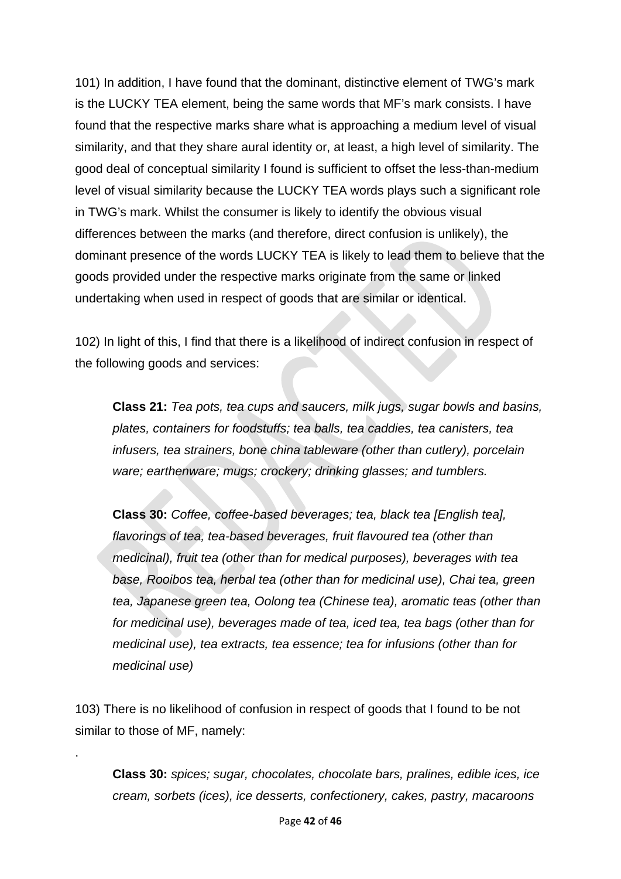101) In addition, I have found that the dominant, distinctive element of TWG's mark is the LUCKY TEA element, being the same words that MF's mark consists. I have found that the respective marks share what is approaching a medium level of visual similarity, and that they share aural identity or, at least, a high level of similarity. The good deal of conceptual similarity I found is sufficient to offset the less-than-medium level of visual similarity because the LUCKY TEA words plays such a significant role in TWG's mark. Whilst the consumer is likely to identify the obvious visual differences between the marks (and therefore, direct confusion is unlikely), the dominant presence of the words LUCKY TEA is likely to lead them to believe that the goods provided under the respective marks originate from the same or linked undertaking when used in respect of goods that are similar or identical.

102) In light of this, I find that there is a likelihood of indirect confusion in respect of the following goods and services:

> **Class 21:** *Tea pots, tea cups and saucers, milk jugs, sugar bowls and basins, plates, containers for foodstuffs; tea balls, tea caddies, tea canisters, tea infusers, tea strainers, bone china tableware (other than cutlery), porcelain ware; earthenware; mugs; crockery; drinking glasses; and tumblers.*
>
> **Class 30:** *Coffee, coffee-based beverages; tea, black tea [English tea], flavorings of tea, tea-based beverages, fruit flavoured tea (other than medicinal), fruit tea (other than for medical purposes), beverages with tea base, Rooibos tea, herbal tea (other than for medicinal use), Chai tea, green tea, Japanese green tea, Oolong tea (Chinese tea), aromatic teas (other than for medicinal use), beverages made of tea, iced tea, tea bags (other than for medicinal use), tea extracts, tea essence; tea for infusions (other than for medicinal use)*

103) There is no likelihood of confusion in respect of goods that I found to be not similar to those of MF, namely:

.

> **Class 30:** *spices; sugar, chocolates, chocolate bars, pralines, edible ices, ice cream, sorbets (ices), ice desserts, confectionery, cakes, pastry, macaroons*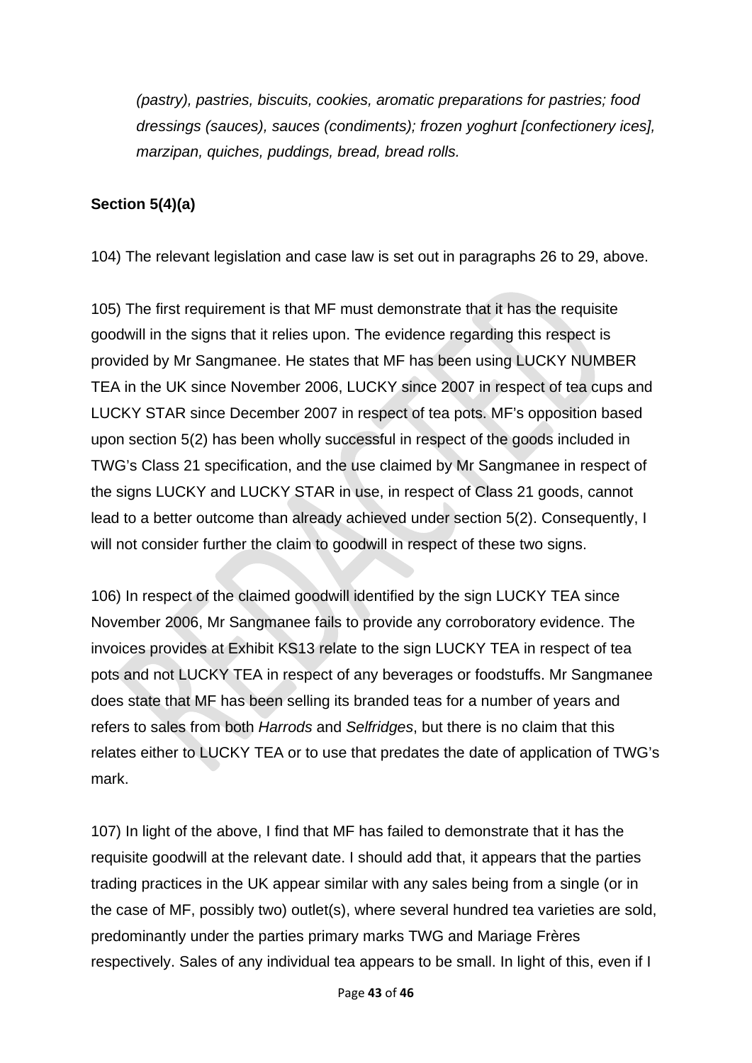*(pastry), pastries, biscuits, cookies, aromatic preparations for pastries; food dressings (sauces), sauces (condiments); frozen yoghurt [confectionery ices], marzipan, quiches, puddings, bread, bread rolls.*

**Section 5(4)(a)**

104) The relevant legislation and case law is set out in paragraphs 26 to 29, above.

105) The first requirement is that MF must demonstrate that it has the requisite goodwill in the signs that it relies upon. The evidence regarding this respect is provided by Mr Sangmanee. He states that MF has been using LUCKY NUMBER TEA in the UK since November 2006, LUCKY since 2007 in respect of tea cups and LUCKY STAR since December 2007 in respect of tea pots. MF's opposition based upon section 5(2) has been wholly successful in respect of the goods included in TWG's Class 21 specification, and the use claimed by Mr Sangmanee in respect of the signs LUCKY and LUCKY STAR in use, in respect of Class 21 goods, cannot lead to a better outcome than already achieved under section 5(2). Consequently, I will not consider further the claim to goodwill in respect of these two signs.

106) In respect of the claimed goodwill identified by the sign LUCKY TEA since November 2006, Mr Sangmanee fails to provide any corroboratory evidence. The invoices provides at Exhibit KS13 relate to the sign LUCKY TEA in respect of tea pots and not LUCKY TEA in respect of any beverages or foodstuffs. Mr Sangmanee does state that MF has been selling its branded teas for a number of years and refers to sales from both *Harrods* and *Selfridges*, but there is no claim that this relates either to LUCKY TEA or to use that predates the date of application of TWG's mark.

107) In light of the above, I find that MF has failed to demonstrate that it has the requisite goodwill at the relevant date. I should add that, it appears that the parties trading practices in the UK appear similar with any sales being from a single (or in the case of MF, possibly two) outlet(s), where several hundred tea varieties are sold, predominantly under the parties primary marks TWG and Mariage Frères respectively. Sales of any individual tea appears to be small. In light of this, even if I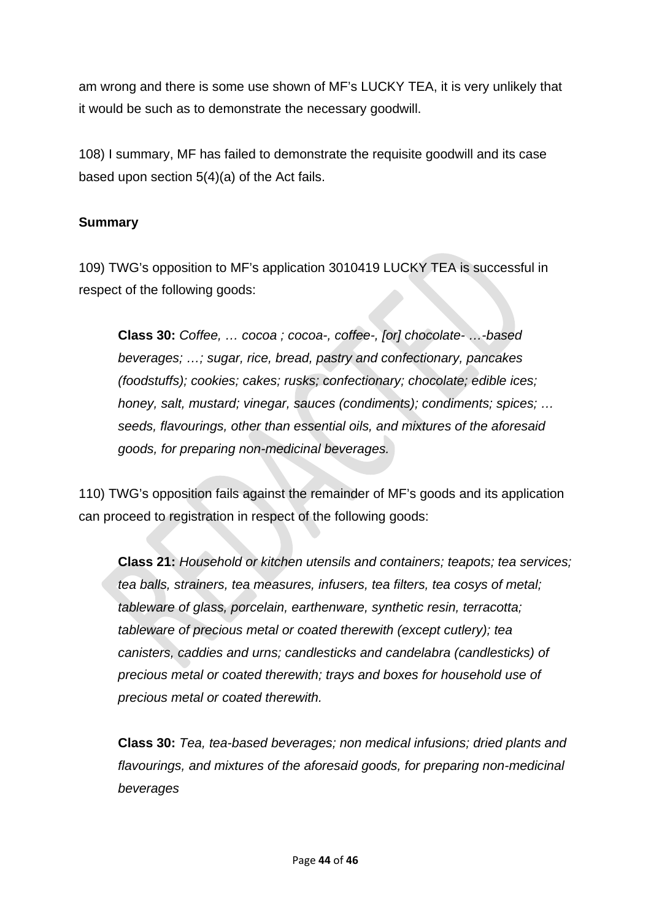am wrong and there is some use shown of MF's LUCKY TEA, it is very unlikely that it would be such as to demonstrate the necessary goodwill.

108) I summary, MF has failed to demonstrate the requisite goodwill and its case based upon section 5(4)(a) of the Act fails.

**Summary**

109) TWG's opposition to MF's application 3010419 LUCKY TEA is successful in respect of the following goods:

> **Class 30:** *Coffee, … cocoa ; cocoa-, coffee-, [or] chocolate- …-based beverages; …; sugar, rice, bread, pastry and confectionary, pancakes (foodstuffs); cookies; cakes; rusks; confectionary; chocolate; edible ices; honey, salt, mustard; vinegar, sauces (condiments); condiments; spices; … seeds, flavourings, other than essential oils, and mixtures of the aforesaid goods, for preparing non-medicinal beverages.*

110) TWG's opposition fails against the remainder of MF's goods and its application can proceed to registration in respect of the following goods:

> **Class 21:** *Household or kitchen utensils and containers; teapots; tea services; tea balls, strainers, tea measures, infusers, tea filters, tea cosys of metal; tableware of glass, porcelain, earthenware, synthetic resin, terracotta; tableware of precious metal or coated therewith (except cutlery); tea canisters, caddies and urns; candlesticks and candelabra (candlesticks) of precious metal or coated therewith; trays and boxes for household use of precious metal or coated therewith.*
>
> **Class 30:** *Tea, tea-based beverages; non medical infusions; dried plants and flavourings, and mixtures of the aforesaid goods, for preparing non-medicinal beverages*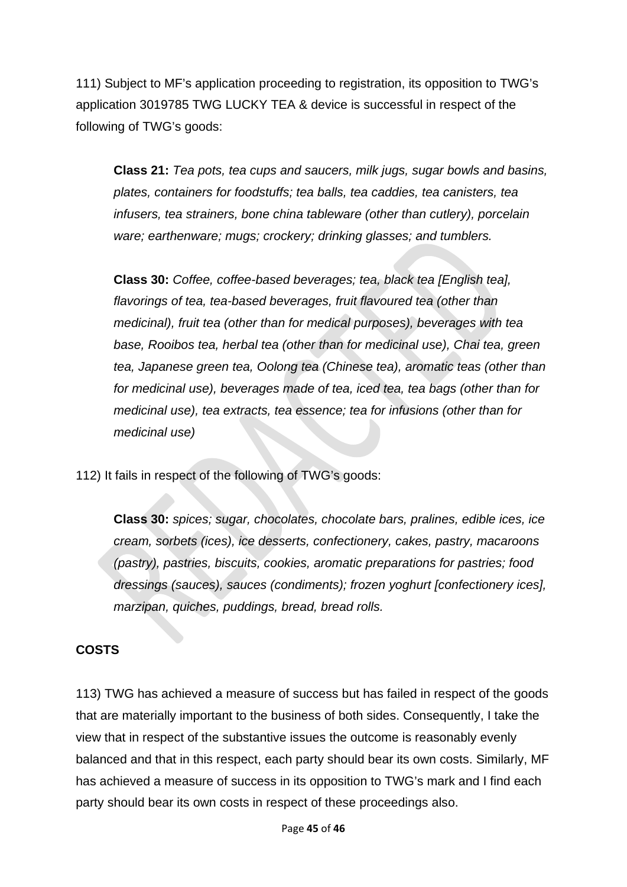111) Subject to MF's application proceeding to registration, its opposition to TWG's application 3019785 TWG LUCKY TEA & device is successful in respect of the following of TWG's goods:

> **Class 21:** *Tea pots, tea cups and saucers, milk jugs, sugar bowls and basins, plates, containers for foodstuffs; tea balls, tea caddies, tea canisters, tea infusers, tea strainers, bone china tableware (other than cutlery), porcelain ware; earthenware; mugs; crockery; drinking glasses; and tumblers.*
>
> **Class 30:** *Coffee, coffee-based beverages; tea, black tea [English tea], flavorings of tea, tea-based beverages, fruit flavoured tea (other than medicinal), fruit tea (other than for medical purposes), beverages with tea base, Rooibos tea, herbal tea (other than for medicinal use), Chai tea, green tea, Japanese green tea, Oolong tea (Chinese tea), aromatic teas (other than for medicinal use), beverages made of tea, iced tea, tea bags (other than for medicinal use), tea extracts, tea essence; tea for infusions (other than for medicinal use)*

112) It fails in respect of the following of TWG's goods:

> **Class 30:** *spices; sugar, chocolates, chocolate bars, pralines, edible ices, ice cream, sorbets (ices), ice desserts, confectionery, cakes, pastry, macaroons (pastry), pastries, biscuits, cookies, aromatic preparations for pastries; food dressings (sauces), sauces (condiments); frozen yoghurt [confectionery ices], marzipan, quiches, puddings, bread, bread rolls.*

**COSTS**

113) TWG has achieved a measure of success but has failed in respect of the goods that are materially important to the business of both sides. Consequently, I take the view that in respect of the substantive issues the outcome is reasonably evenly balanced and that in this respect, each party should bear its own costs. Similarly, MF has achieved a measure of success in its opposition to TWG's mark and I find each party should bear its own costs in respect of these proceedings also.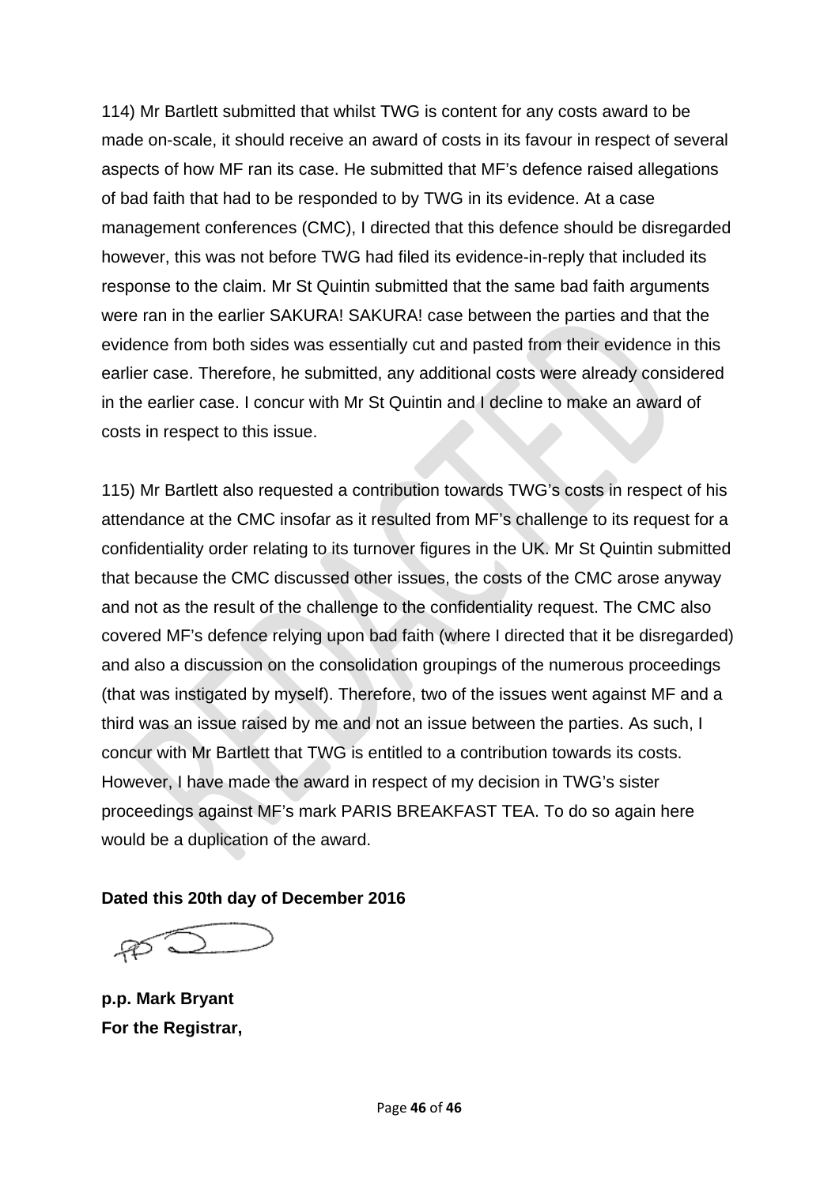114) Mr Bartlett submitted that whilst TWG is content for any costs award to be made on-scale, it should receive an award of costs in its favour in respect of several aspects of how MF ran its case. He submitted that MF's defence raised allegations of bad faith that had to be responded to by TWG in its evidence. At a case management conferences (CMC), I directed that this defence should be disregarded however, this was not before TWG had filed its evidence-in-reply that included its response to the claim. Mr St Quintin submitted that the same bad faith arguments were ran in the earlier SAKURA! SAKURA! case between the parties and that the evidence from both sides was essentially cut and pasted from their evidence in this earlier case. Therefore, he submitted, any additional costs were already considered in the earlier case. I concur with Mr St Quintin and I decline to make an award of costs in respect to this issue.

115) Mr Bartlett also requested a contribution towards TWG's costs in respect of his attendance at the CMC insofar as it resulted from MF's challenge to its request for a confidentiality order relating to its turnover figures in the UK. Mr St Quintin submitted that because the CMC discussed other issues, the costs of the CMC arose anyway and not as the result of the challenge to the confidentiality request. The CMC also covered MF's defence relying upon bad faith (where I directed that it be disregarded) and also a discussion on the consolidation groupings of the numerous proceedings (that was instigated by myself). Therefore, two of the issues went against MF and a third was an issue raised by me and not an issue between the parties. As such, I concur with Mr Bartlett that TWG is entitled to a contribution towards its costs. However, I have made the award in respect of my decision in TWG's sister proceedings against MF's mark PARIS BREAKFAST TEA. To do so again here would be a duplication of the award.

**Dated this 20th day of December 2016**

**p.p. Mark Bryant**
**For the Registrar,**